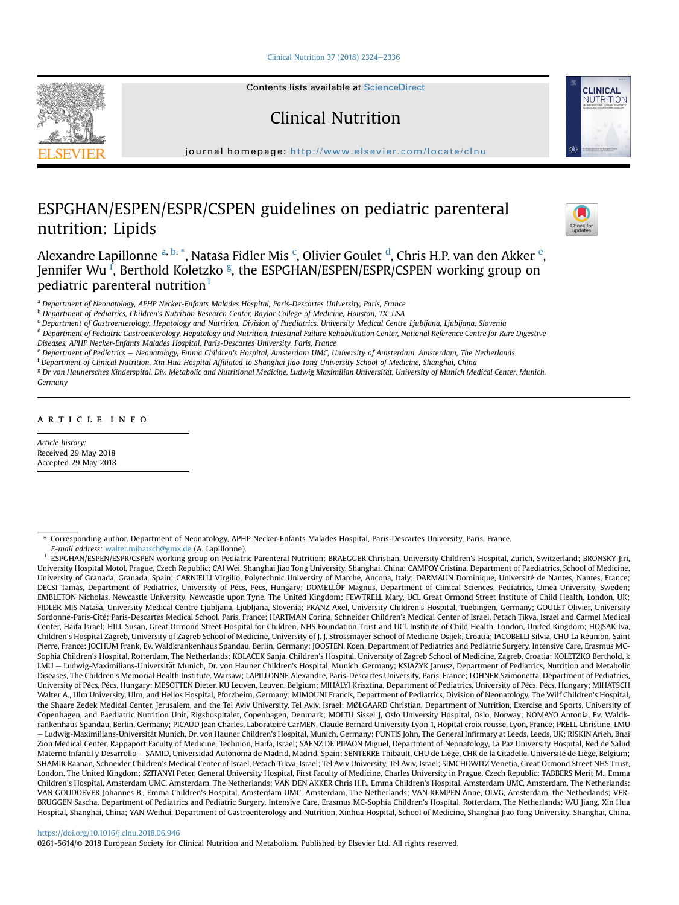Contents lists available at ScienceDirect

# Clinical Nutrition

journal homepage: http://www.elsevier.com/locate/clnu

# ESPGHAN/ESPEN/ESPR/CSPEN guidelines on pediatric parenteral nutrition: Lipids

Alexandre Lapillonne [a, b, *], Nataša Fidler Mis [c], Olivier Goulet [d], Chris H.P. van den Akker [e], Jennifer Wu [f], Berthold Koletzko [g], the ESPGHAN/ESPEN/ESPR/CSPEN working group on pediatric parenteral nutrition[1]

[a] Department of Neonatology, APHP Necker-Enfants Malades Hospital, Paris-Descartes University, Paris, France

[b] Department of Pediatrics, Children's Nutrition Research Center, Baylor College of Medicine, Houston, TX, USA

[c] Department of Gastroenterology, Hepatology and Nutrition, Division of Paediatrics, University Medical Centre Ljubljana, Ljubljana, Slovenia

[d] Department of Pediatric Gastroenterology, Hepatology and Nutrition, Intestinal Failure Rehabilitation Center, National Reference Centre for Rare Digestive Diseases, APHP Necker-Enfants Malades Hospital, Paris-Descartes University, Paris, France

[e] Department of Pediatrics – Neonatology, Emma Children's Hospital, Amsterdam UMC, University of Amsterdam, Amsterdam, The Netherlands

[f] Department of Clinical Nutrition, Xin Hua Hospital Affiliated to Shanghai Jiao Tong University School of Medicine, Shanghai, China

[g] Dr von Haunersches Kinderspital, Div. Metabolic and Nutritional Medicine, Ludwig Maximilian Universität, University of Munich Medical Center, Munich, Germany

## ARTICLE INFO

*Article history:*
Received 29 May 2018
Accepted 29 May 2018

---

\* Corresponding author. Department of Neonatology, APHP Necker-Enfants Malades Hospital, Paris-Descartes University, Paris, France.
*E-mail address:* walter.mihatsch@gmx.de (A. Lapillonne).

[1] ESPGHAN/ESPEN/ESPR/CSPEN working group on Pediatric Parenteral Nutrition: BRAEGGER Christian, University Children's Hospital, Zurich, Switzerland; BRONSKY Jiri, University Hospital Motol, Prague, Czech Republic; CAI Wei, Shanghai Jiao Tong University, Shanghai, China; CAMPOY Cristina, Department of Paediatrics, School of Medicine, University of Granada, Granada, Spain; CARNIELLI Virgilio, Polytechnic University of Marche, Ancona, Italy; DARMAUN Dominique, Université de Nantes, Nantes, France; DECSI Tamás, Department of Pediatrics, University of Pécs, Pécs, Hungary; DOMELLÖF Magnus, Department of Clinical Sciences, Pediatrics, Umeå University, Sweden; EMBLETON Nicholas, Newcastle University, Newcastle upon Tyne, The United Kingdom; FEWTRELL Mary, UCL Great Ormond Street Institute of Child Health, London, UK; FIDLER MIS Nataša, University Medical Centre Ljubljana, Ljubljana, Slovenia; FRANZ Axel, University Children's Hospital, Tuebingen, Germany; GOULET Olivier, University Sordonne-Paris-Cité; Paris-Descartes Medical School, Paris, France; HARTMAN Corina, Schneider Children's Medical Center of Israel, Petach Tikva, Israel and Carmel Medical Center, Haifa Israel; HILL Susan, Great Ormond Street Hospital for Children, NHS Foundation Trust and UCL Institute of Child Health, London, United Kingdom; HOJSAK Iva, Children's Hospital Zagreb, University of Zagreb School of Medicine, University of J. J. Strossmayer School of Medicine Osijek, Croatia; IACOBELLI Silvia, CHU La Réunion, Saint Pierre, France; JOCHUM Frank, Ev. Waldkrankenhaus Spandau, Berlin, Germany; JOOSTEN, Koen, Department of Pediatrics and Pediatric Surgery, Intensive Care, Erasmus MC-Sophia Children's Hospital, Rotterdam, The Netherlands; KOLAČEK Sanja, Children's Hospital, University of Zagreb School of Medicine, Zagreb, Croatia; KOLETZKO Berthold, k LMU – Ludwig-Maximilians-Universität Munich, Dr. von Hauner Children's Hospital, Munich, Germany; KSIAZYK Janusz, Department of Pediatrics, Nutrition and Metabolic Diseases, The Children's Memorial Health Institute. Warsaw; LAPILLONNE Alexandre, Paris-Descartes University, Paris, France; LOHNER Szimonetta, Department of Pediatrics, University of Pécs, Pécs, Hungary; MESOTTEN Dieter, KU Leuven, Leuven, Belgium; MIHÁLYI Krisztina, Department of Pediatrics, University of Pécs, Pécs, Hungary; MIHATSCH Walter A., Ulm University, Ulm, and Helios Hospital, Pforzheim, Germany; MIMOUNI Francis, Department of Pediatrics, Division of Neonatology, The Wilf Children's Hospital, the Shaare Zedek Medical Center, Jerusalem, and the Tel Aviv University, Tel Aviv, Israel; MØLGAARD Christian, Department of Nutrition, Exercise and Sports, University of Copenhagen, and Paediatric Nutrition Unit, Rigshospitalet, Copenhagen, Denmark; MOLTU Sissel J, Oslo University Hospital, Oslo, Norway; NOMAYO Antonia, Ev. Waldkrankenhaus Spandau, Berlin, Germany; PICAUD Jean Charles, Laboratoire CarMEN, Claude Bernard University Lyon 1, Hopital croix rousse, Lyon, France; PRELL Christine, LMU – Ludwig-Maximilians-Universität Munich, Dr. von Hauner Children's Hospital, Munich, Germany; PUNTIS John, The General Infirmary at Leeds, Leeds, UK; RISKIN Arieh, Bnai Zion Medical Center, Rappaport Faculty of Medicine, Technion, Haifa, Israel; SAENZ DE PIPAON Miguel, Department of Neonatology, La Paz University Hospital, Red de Salud Materno Infantil y Desarrollo – SAMID, Universidad Autónoma de Madrid, Madrid, Spain; SENTERRE Thibault, CHU de Liège, CHR de la Citadelle, Université de Liège, Belgium; SHAMIR Raanan, Schneider Children's Medical Center of Israel, Petach Tikva, Israel; Tel Aviv University, Tel Aviv, Israel; SIMCHOWITZ Venetia, Great Ormond Street NHS Trust, London, The United Kingdom; SZITANYI Peter, General University Hospital, First Faculty of Medicine, Charles University in Prague, Czech Republic; TABBERS Merit M., Emma Children's Hospital, Amsterdam UMC, Amsterdam, The Netherlands; VAN DEN AKKER Chris H.P., Emma Children's Hospital, Amsterdam UMC, Amsterdam, The Netherlands; VAN GOUDOEVER Johannes B., Emma Children's Hospital, Amsterdam UMC, Amsterdam, The Netherlands; VAN KEMPEN Anne, OLVG, Amsterdam, the Netherlands; VERBRUGGEN Sascha, Department of Pediatrics and Pediatric Surgery, Intensive Care, Erasmus MC-Sophia Children's Hospital, Rotterdam, The Netherlands; WU Jiang, Xin Hua Hospital, Shanghai, China; YAN Weihui, Department of Gastroenterology and Nutrition, Xinhua Hospital, School of Medicine, Shanghai Jiao Tong University, Shanghai, China.

https://doi.org/10.1016/j.clnu.2018.06.946
0261-5614/© 2018 European Society for Clinical Nutrition and Metabolism. Published by Elsevier Ltd. All rights reserved.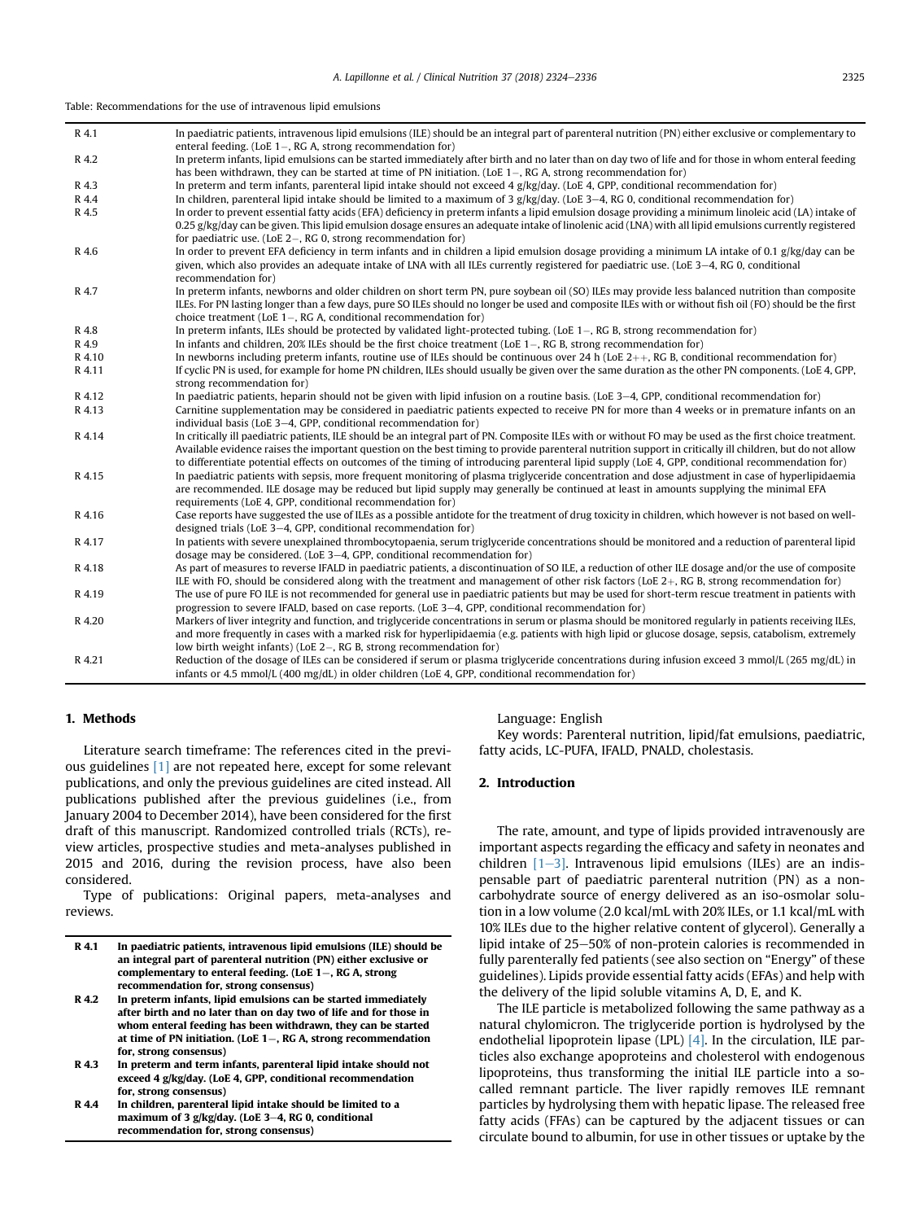Table: Recommendations for the use of intravenous lipid emulsions

| | |
|---|---|
| R 4.1 | In paediatric patients, intravenous lipid emulsions (ILE) should be an integral part of parenteral nutrition (PN) either exclusive or complementary to enteral feeding. (LoE 1−, RG A, strong recommendation for) |
| R 4.2 | In preterm infants, lipid emulsions can be started immediately after birth and no later than on day two of life and for those in whom enteral feeding has been withdrawn, they can be started at time of PN initiation. (LoE 1−, RG A, strong recommendation for) |
| R 4.3 | In preterm and term infants, parenteral lipid intake should not exceed 4 g/kg/day. (LoE 4, GPP, conditional recommendation for) |
| R 4.4 | In children, parenteral lipid intake should be limited to a maximum of 3 g/kg/day. (LoE 3–4, RG 0, conditional recommendation for) |
| R 4.5 | In order to prevent essential fatty acids (EFA) deficiency in preterm infants a lipid emulsion dosage providing a minimum linoleic acid (LA) intake of 0.25 g/kg/day can be given. This lipid emulsion dosage ensures an adequate intake of linolenic acid (LNA) with all lipid emulsions currently registered for paediatric use. (LoE 2−, RG 0, strong recommendation for) |
| R 4.6 | In order to prevent EFA deficiency in term infants and in children a lipid emulsion dosage providing a minimum LA intake of 0.1 g/kg/day can be given, which also provides an adequate intake of LNA with all ILEs currently registered for paediatric use. (LoE 3–4, RG 0, conditional recommendation for) |
| R 4.7 | In preterm infants, newborns and older children on short term PN, pure soybean oil (SO) ILEs may provide less balanced nutrition than composite ILEs. For PN lasting longer than a few days, pure SO ILEs should no longer be used and composite ILEs with or without fish oil (FO) should be the first choice treatment (LoE 1−, RG A, conditional recommendation for) |
| R 4.8 | In preterm infants, ILEs should be protected by validated light-protected tubing. (LoE 1−, RG B, strong recommendation for) |
| R 4.9 | In infants and children, 20% ILEs should be the first choice treatment (LoE 1−, RG B, strong recommendation for) |
| R 4.10 | In newborns including preterm infants, routine use of ILEs should be continuous over 24 h (LoE 2++, RG B, conditional recommendation for) |
| R 4.11 | If cyclic PN is used, for example for home PN children, ILEs should usually be given over the same duration as the other PN components. (LoE 4, GPP, strong recommendation for) |
| R 4.12 | In paediatric patients, heparin should not be given with lipid infusion on a routine basis. (LoE 3–4, GPP, conditional recommendation for) |
| R 4.13 | Carnitine supplementation may be considered in paediatric patients expected to receive PN for more than 4 weeks or in premature infants on an individual basis (LoE 3–4, GPP, conditional recommendation for) |
| R 4.14 | In critically ill paediatric patients, ILE should be an integral part of PN. Composite ILEs with or without FO may be used as the first choice treatment. Available evidence raises the important question on the best timing to provide parenteral nutrition support in critically ill children, but do not allow to differentiate potential effects on outcomes of the timing of introducing parenteral lipid supply (LoE 4, GPP, conditional recommendation for) |
| R 4.15 | In paediatric patients with sepsis, more frequent monitoring of plasma triglyceride concentration and dose adjustment in case of hyperlipidaemia are recommended. ILE dosage may be reduced but lipid supply may generally be continued at least in amounts supplying the minimal EFA requirements (LoE 4, GPP, conditional recommendation for) |
| R 4.16 | Case reports have suggested the use of ILEs as a possible antidote for the treatment of drug toxicity in children, which however is not based on well-designed trials (LoE 3–4, GPP, conditional recommendation for) |
| R 4.17 | In patients with severe unexplained thrombocytopaenia, serum triglyceride concentrations should be monitored and a reduction of parenteral lipid dosage may be considered. (LoE 3–4, GPP, conditional recommendation for) |
| R 4.18 | As part of measures to reverse IFALD in paediatric patients, a discontinuation of SO ILE, a reduction of other ILE dosage and/or the use of composite ILE with FO, should be considered along with the treatment and management of other risk factors (LoE 2+, RG B, strong recommendation for) |
| R 4.19 | The use of pure FO ILE is not recommended for general use in paediatric patients but may be used for short-term rescue treatment in patients with progression to severe IFALD, based on case reports. (LoE 3–4, GPP, conditional recommendation for) |
| R 4.20 | Markers of liver integrity and function, and triglyceride concentrations in serum or plasma should be monitored regularly in patients receiving ILEs, and more frequently in cases with a marked risk for hyperlipidaemia (e.g. patients with high lipid or glucose dosage, sepsis, catabolism, extremely low birth weight infants) (LoE 2−, RG B, strong recommendation for) |
| R 4.21 | Reduction of the dosage of ILEs can be considered if serum or plasma triglyceride concentrations during infusion exceed 3 mmol/L (265 mg/dL) in infants or 4.5 mmol/L (400 mg/dL) in older children (LoE 4, GPP, conditional recommendation for) |

## 1. Methods

Literature search timeframe: The references cited in the previous guidelines [1] are not repeated here, except for some relevant publications, and only the previous guidelines are cited instead. All publications published after the previous guidelines (i.e., from January 2004 to December 2014), have been considered for the first draft of this manuscript. Randomized controlled trials (RCTs), review articles, prospective studies and meta-analyses published in 2015 and 2016, during the revision process, have also been considered.

Type of publications: Original papers, meta-analyses and reviews.

| | |
|---|---|
| **R 4.1** | **In paediatric patients, intravenous lipid emulsions (ILE) should be an integral part of parenteral nutrition (PN) either exclusive or complementary to enteral feeding. (LoE 1−, RG A, strong recommendation for, strong consensus)** |
| **R 4.2** | **In preterm infants, lipid emulsions can be started immediately after birth and no later than on day two of life and for those in whom enteral feeding has been withdrawn, they can be started at time of PN initiation. (LoE 1−, RG A, strong recommendation for, strong consensus)** |
| **R 4.3** | **In preterm and term infants, parenteral lipid intake should not exceed 4 g/kg/day. (LoE 4, GPP, conditional recommendation for, strong consensus)** |
| **R 4.4** | **In children, parenteral lipid intake should be limited to a maximum of 3 g/kg/day. (LoE 3–4, RG 0, conditional recommendation for, strong consensus)** |

Language: English

Key words: Parenteral nutrition, lipid/fat emulsions, paediatric, fatty acids, LC-PUFA, IFALD, PNALD, cholestasis.

## 2. Introduction

The rate, amount, and type of lipids provided intravenously are important aspects regarding the efficacy and safety in neonates and children [1–3]. Intravenous lipid emulsions (ILEs) are an indispensable part of paediatric parenteral nutrition (PN) as a non-carbohydrate source of energy delivered as an iso-osmolar solution in a low volume (2.0 kcal/mL with 20% ILEs, or 1.1 kcal/mL with 10% ILEs due to the higher relative content of glycerol). Generally a lipid intake of 25–50% of non-protein calories is recommended in fully parenterally fed patients (see also section on "Energy" of these guidelines). Lipids provide essential fatty acids (EFAs) and help with the delivery of the lipid soluble vitamins A, D, E, and K.

The ILE particle is metabolized following the same pathway as a natural chylomicron. The triglyceride portion is hydrolysed by the endothelial lipoprotein lipase (LPL) [4]. In the circulation, ILE particles also exchange apoproteins and cholesterol with endogenous lipoproteins, thus transforming the initial ILE particle into a so-called remnant particle. The liver rapidly removes ILE remnant particles by hydrolysing them with hepatic lipase. The released free fatty acids (FFAs) can be captured by the adjacent tissues or can circulate bound to albumin, for use in other tissues or uptake by the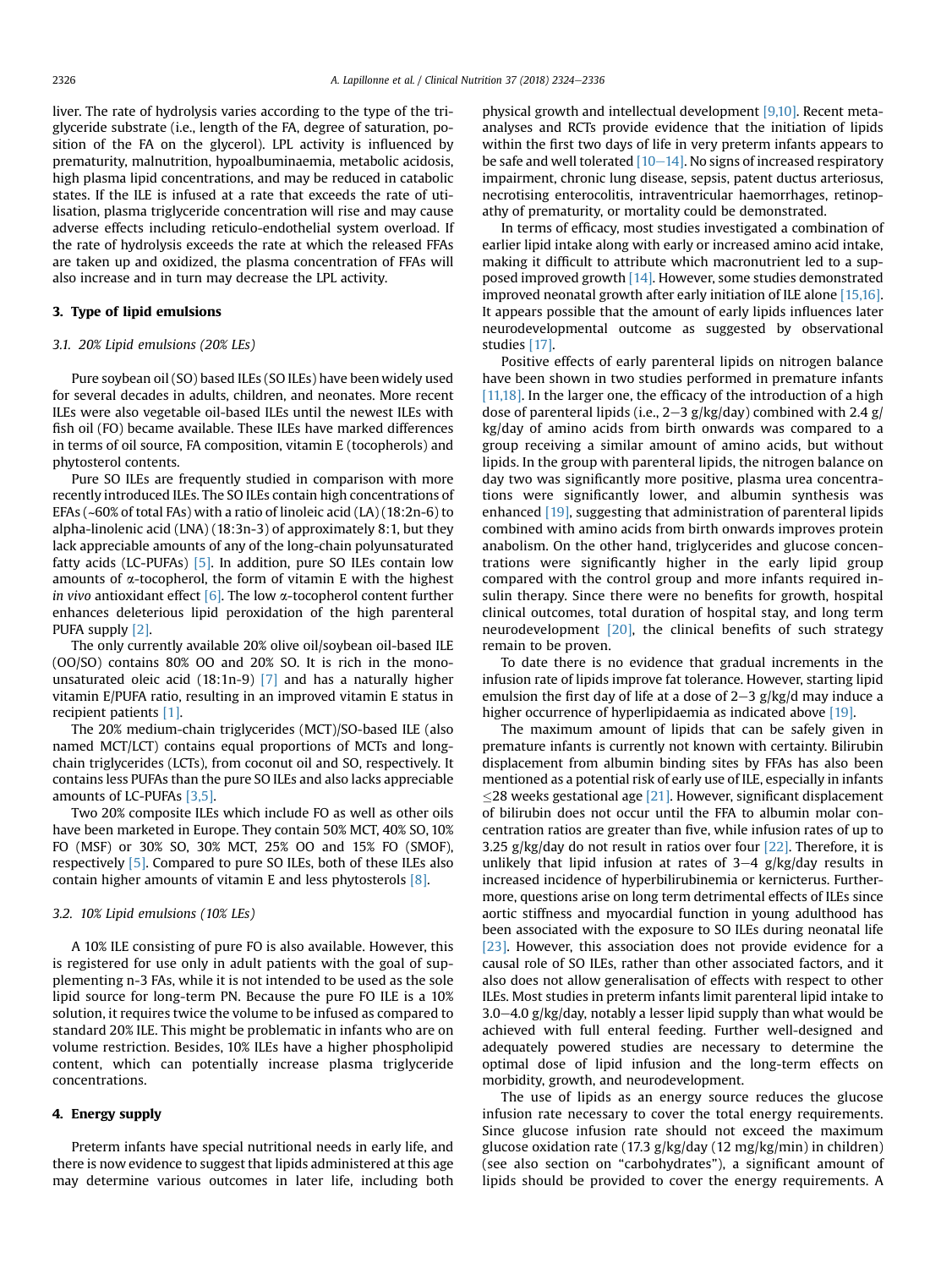liver. The rate of hydrolysis varies according to the type of the triglyceride substrate (i.e., length of the FA, degree of saturation, position of the FA on the glycerol). LPL activity is influenced by prematurity, malnutrition, hypoalbuminaemia, metabolic acidosis, high plasma lipid concentrations, and may be reduced in catabolic states. If the ILE is infused at a rate that exceeds the rate of utilisation, plasma triglyceride concentration will rise and may cause adverse effects including reticulo-endothelial system overload. If the rate of hydrolysis exceeds the rate at which the released FFAs are taken up and oxidized, the plasma concentration of FFAs will also increase and in turn may decrease the LPL activity.

## 3. Type of lipid emulsions

### 3.1. 20% Lipid emulsions (20% LEs)

Pure soybean oil (SO) based ILEs (SO ILEs) have been widely used for several decades in adults, children, and neonates. More recent ILEs were also vegetable oil-based ILEs until the newest ILEs with fish oil (FO) became available. These ILEs have marked differences in terms of oil source, FA composition, vitamin E (tocopherols) and phytosterol contents.

Pure SO ILEs are frequently studied in comparison with more recently introduced ILEs. The SO ILEs contain high concentrations of EFAs (~60% of total FAs) with a ratio of linoleic acid (LA) (18:2n-6) to alpha-linolenic acid (LNA) (18:3n-3) of approximately 8:1, but they lack appreciable amounts of any of the long-chain polyunsaturated fatty acids (LC-PUFAs) [5]. In addition, pure SO ILEs contain low amounts of α-tocopherol, the form of vitamin E with the highest *in vivo* antioxidant effect [6]. The low α-tocopherol content further enhances deleterious lipid peroxidation of the high parenteral PUFA supply [2].

The only currently available 20% olive oil/soybean oil-based ILE (OO/SO) contains 80% OO and 20% SO. It is rich in the mono-unsaturated oleic acid (18:1n-9) [7] and has a naturally higher vitamin E/PUFA ratio, resulting in an improved vitamin E status in recipient patients [1].

The 20% medium-chain triglycerides (MCT)/SO-based ILE (also named MCT/LCT) contains equal proportions of MCTs and long-chain triglycerides (LCTs), from coconut oil and SO, respectively. It contains less PUFAs than the pure SO ILEs and also lacks appreciable amounts of LC-PUFAs [3,5].

Two 20% composite ILEs which include FO as well as other oils have been marketed in Europe. They contain 50% MCT, 40% SO, 10% FO (MSF) or 30% SO, 30% MCT, 25% OO and 15% FO (SMOF), respectively [5]. Compared to pure SO ILEs, both of these ILEs also contain higher amounts of vitamin E and less phytosterols [8].

### 3.2. 10% Lipid emulsions (10% LEs)

A 10% ILE consisting of pure FO is also available. However, this is registered for use only in adult patients with the goal of supplementing n-3 FAs, while it is not intended to be used as the sole lipid source for long-term PN. Because the pure FO ILE is a 10% solution, it requires twice the volume to be infused as compared to standard 20% ILE. This might be problematic in infants who are on volume restriction. Besides, 10% ILEs have a higher phospholipid content, which can potentially increase plasma triglyceride concentrations.

## 4. Energy supply

Preterm infants have special nutritional needs in early life, and there is now evidence to suggest that lipids administered at this age may determine various outcomes in later life, including both physical growth and intellectual development [9,10]. Recent meta-analyses and RCTs provide evidence that the initiation of lipids within the first two days of life in very preterm infants appears to be safe and well tolerated [10–14]. No signs of increased respiratory impairment, chronic lung disease, sepsis, patent ductus arteriosus, necrotising enterocolitis, intraventricular haemorrhages, retinopathy of prematurity, or mortality could be demonstrated.

In terms of efficacy, most studies investigated a combination of earlier lipid intake along with early or increased amino acid intake, making it difficult to attribute which macronutrient led to a supposed improved growth [14]. However, some studies demonstrated improved neonatal growth after early initiation of ILE alone [15,16]. It appears possible that the amount of early lipids influences later neurodevelopmental outcome as suggested by observational studies [17].

Positive effects of early parenteral lipids on nitrogen balance have been shown in two studies performed in premature infants [11,18]. In the larger one, the efficacy of the introduction of a high dose of parenteral lipids (i.e., 2–3 g/kg/day) combined with 2.4 g/kg/day of amino acids from birth onwards was compared to a group receiving a similar amount of amino acids, but without lipids. In the group with parenteral lipids, the nitrogen balance on day two was significantly more positive, plasma urea concentrations were significantly lower, and albumin synthesis was enhanced [19], suggesting that administration of parenteral lipids combined with amino acids from birth onwards improves protein anabolism. On the other hand, triglycerides and glucose concentrations were significantly higher in the early lipid group compared with the control group and more infants required insulin therapy. Since there were no benefits for growth, hospital clinical outcomes, total duration of hospital stay, and long term neurodevelopment [20], the clinical benefits of such strategy remain to be proven.

To date there is no evidence that gradual increments in the infusion rate of lipids improve fat tolerance. However, starting lipid emulsion the first day of life at a dose of 2–3 g/kg/d may induce a higher occurrence of hyperlipidaemia as indicated above [19].

The maximum amount of lipids that can be safely given in premature infants is currently not known with certainty. Bilirubin displacement from albumin binding sites by FFAs has also been mentioned as a potential risk of early use of ILE, especially in infants ≤28 weeks gestational age [21]. However, significant displacement of bilirubin does not occur until the FFA to albumin molar concentration ratios are greater than five, while infusion rates of up to 3.25 g/kg/day do not result in ratios over four [22]. Therefore, it is unlikely that lipid infusion at rates of 3–4 g/kg/day results in increased incidence of hyperbilirubinemia or kernicterus. Furthermore, questions arise on long term detrimental effects of ILEs since aortic stiffness and myocardial function in young adulthood has been associated with the exposure to SO ILEs during neonatal life [23]. However, this association does not provide evidence for a causal role of SO ILEs, rather than other associated factors, and it also does not allow generalisation of effects with respect to other ILEs. Most studies in preterm infants limit parenteral lipid intake to 3.0–4.0 g/kg/day, notably a lesser lipid supply than what would be achieved with full enteral feeding. Further well-designed and adequately powered studies are necessary to determine the optimal dose of lipid infusion and the long-term effects on morbidity, growth, and neurodevelopment.

The use of lipids as an energy source reduces the glucose infusion rate necessary to cover the total energy requirements. Since glucose infusion rate should not exceed the maximum glucose oxidation rate (17.3 g/kg/day (12 mg/kg/min) in children) (see also section on "carbohydrates"), a significant amount of lipids should be provided to cover the energy requirements. A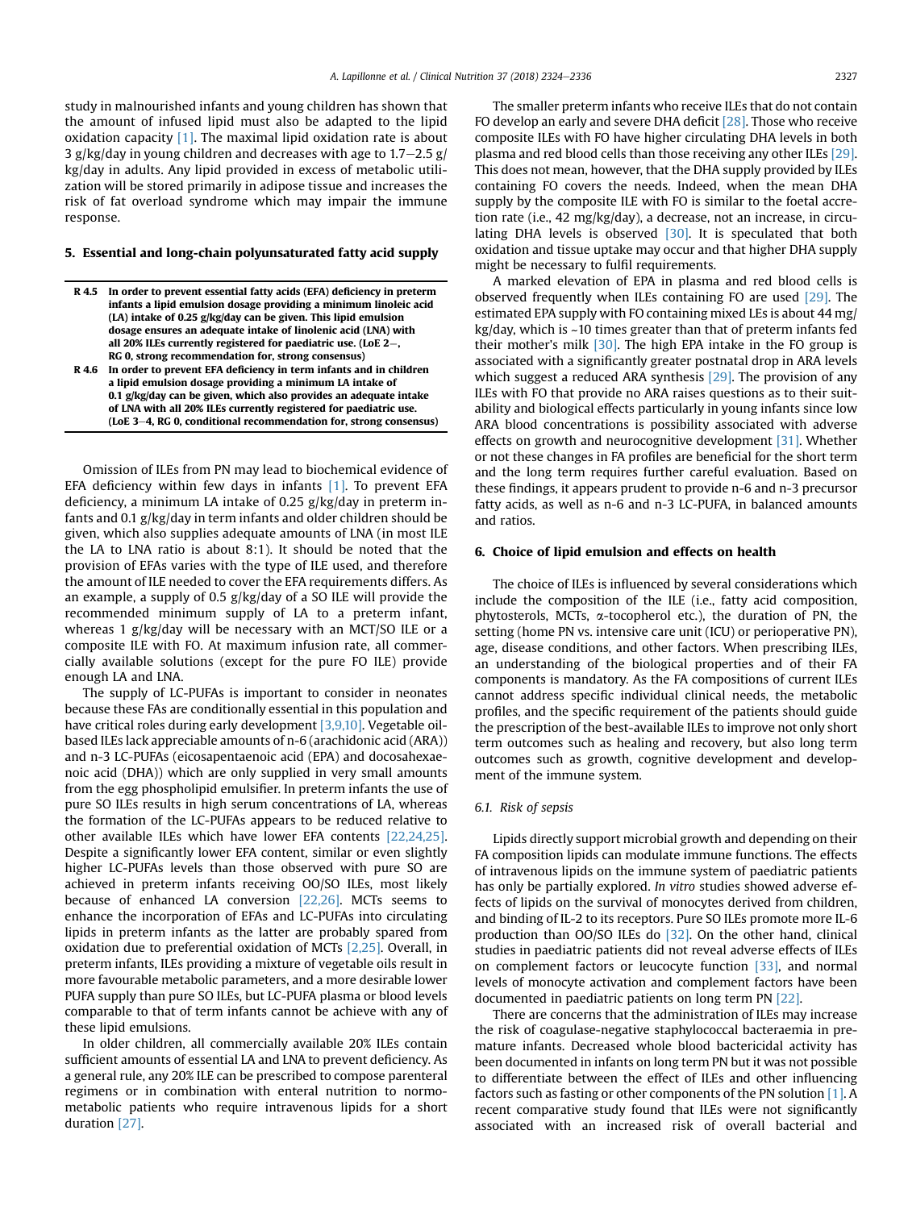study in malnourished infants and young children has shown that the amount of infused lipid must also be adapted to the lipid oxidation capacity [1]. The maximal lipid oxidation rate is about 3 g/kg/day in young children and decreases with age to 1.7–2.5 g/kg/day in adults. Any lipid provided in excess of metabolic utilization will be stored primarily in adipose tissue and increases the risk of fat overload syndrome which may impair the immune response.

## 5. Essential and long-chain polyunsaturated fatty acid supply

**R 4.5 In order to prevent essential fatty acids (EFA) deficiency in preterm infants a lipid emulsion dosage providing a minimum linoleic acid (LA) intake of 0.25 g/kg/day can be given. This lipid emulsion dosage ensures an adequate intake of linolenic acid (LNA) with all 20% ILEs currently registered for paediatric use. (LoE 2−, RG 0, strong recommendation for, strong consensus)**

**R 4.6 In order to prevent EFA deficiency in term infants and in children a lipid emulsion dosage providing a minimum LA intake of 0.1 g/kg/day can be given, which also provides an adequate intake of LNA with all 20% ILEs currently registered for paediatric use. (LoE 3–4, RG 0, conditional recommendation for, strong consensus)**

Omission of ILEs from PN may lead to biochemical evidence of EFA deficiency within few days in infants [1]. To prevent EFA deficiency, a minimum LA intake of 0.25 g/kg/day in preterm infants and 0.1 g/kg/day in term infants and older children should be given, which also supplies adequate amounts of LNA (in most ILE the LA to LNA ratio is about 8:1). It should be noted that the provision of EFAs varies with the type of ILE used, and therefore the amount of ILE needed to cover the EFA requirements differs. As an example, a supply of 0.5 g/kg/day of a SO ILE will provide the recommended minimum supply of LA to a preterm infant, whereas 1 g/kg/day will be necessary with an MCT/SO ILE or a composite ILE with FO. At maximum infusion rate, all commercially available solutions (except for the pure FO ILE) provide enough LA and LNA.

The supply of LC-PUFAs is important to consider in neonates because these FAs are conditionally essential in this population and have critical roles during early development [3,9,10]. Vegetable oil-based ILEs lack appreciable amounts of n-6 (arachidonic acid (ARA)) and n-3 LC-PUFAs (eicosapentaenoic acid (EPA) and docosahexaenoic acid (DHA)) which are only supplied in very small amounts from the egg phospholipid emulsifier. In preterm infants the use of pure SO ILEs results in high serum concentrations of LA, whereas the formation of the LC-PUFAs appears to be reduced relative to other available ILEs which have lower EFA contents [22,24,25]. Despite a significantly lower EFA content, similar or even slightly higher LC-PUFAs levels than those observed with pure SO are achieved in preterm infants receiving OO/SO ILEs, most likely because of enhanced LA conversion [22,26]. MCTs seems to enhance the incorporation of EFAs and LC-PUFAs into circulating lipids in preterm infants as the latter are probably spared from oxidation due to preferential oxidation of MCTs [2,25]. Overall, in preterm infants, ILEs providing a mixture of vegetable oils result in more favourable metabolic parameters, and a more desirable lower PUFA supply than pure SO ILEs, but LC-PUFA plasma or blood levels comparable to that of term infants cannot be achieve with any of these lipid emulsions.

In older children, all commercially available 20% ILEs contain sufficient amounts of essential LA and LNA to prevent deficiency. As a general rule, any 20% ILE can be prescribed to compose parenteral regimens or in combination with enteral nutrition to normo-metabolic patients who require intravenous lipids for a short duration [27].

The smaller preterm infants who receive ILEs that do not contain FO develop an early and severe DHA deficit [28]. Those who receive composite ILEs with FO have higher circulating DHA levels in both plasma and red blood cells than those receiving any other ILEs [29]. This does not mean, however, that the DHA supply provided by ILEs containing FO covers the needs. Indeed, when the mean DHA supply by the composite ILE with FO is similar to the foetal accretion rate (i.e., 42 mg/kg/day), a decrease, not an increase, in circulating DHA levels is observed [30]. It is speculated that both oxidation and tissue uptake may occur and that higher DHA supply might be necessary to fulfil requirements.

A marked elevation of EPA in plasma and red blood cells is observed frequently when ILEs containing FO are used [29]. The estimated EPA supply with FO containing mixed LEs is about 44 mg/kg/day, which is ~10 times greater than that of preterm infants fed their mother's milk [30]. The high EPA intake in the FO group is associated with a significantly greater postnatal drop in ARA levels which suggest a reduced ARA synthesis [29]. The provision of any ILEs with FO that provide no ARA raises questions as to their suitability and biological effects particularly in young infants since low ARA blood concentrations is possibility associated with adverse effects on growth and neurocognitive development [31]. Whether or not these changes in FA profiles are beneficial for the short term and the long term requires further careful evaluation. Based on these findings, it appears prudent to provide n-6 and n-3 precursor fatty acids, as well as n-6 and n-3 LC-PUFA, in balanced amounts and ratios.

## 6. Choice of lipid emulsion and effects on health

The choice of ILEs is influenced by several considerations which include the composition of the ILE (i.e., fatty acid composition, phytosterols, MCTs, α-tocopherol etc.), the duration of PN, the setting (home PN vs. intensive care unit (ICU) or perioperative PN), age, disease conditions, and other factors. When prescribing ILEs, an understanding of the biological properties and of their FA components is mandatory. As the FA compositions of current ILEs cannot address specific individual clinical needs, the metabolic profiles, and the specific requirement of the patients should guide the prescription of the best-available ILEs to improve not only short term outcomes such as healing and recovery, but also long term outcomes such as growth, cognitive development and development of the immune system.

### 6.1. Risk of sepsis

Lipids directly support microbial growth and depending on their FA composition lipids can modulate immune functions. The effects of intravenous lipids on the immune system of paediatric patients has only be partially explored. *In vitro* studies showed adverse effects of lipids on the survival of monocytes derived from children, and binding of IL-2 to its receptors. Pure SO ILEs promote more IL-6 production than OO/SO ILEs do [32]. On the other hand, clinical studies in paediatric patients did not reveal adverse effects of ILEs on complement factors or leucocyte function [33], and normal levels of monocyte activation and complement factors have been documented in paediatric patients on long term PN [22].

There are concerns that the administration of ILEs may increase the risk of coagulase-negative staphylococcal bacteraemia in premature infants. Decreased whole blood bactericidal activity has been documented in infants on long term PN but it was not possible to differentiate between the effect of ILEs and other influencing factors such as fasting or other components of the PN solution [1]. A recent comparative study found that ILEs were not significantly associated with an increased risk of overall bacterial and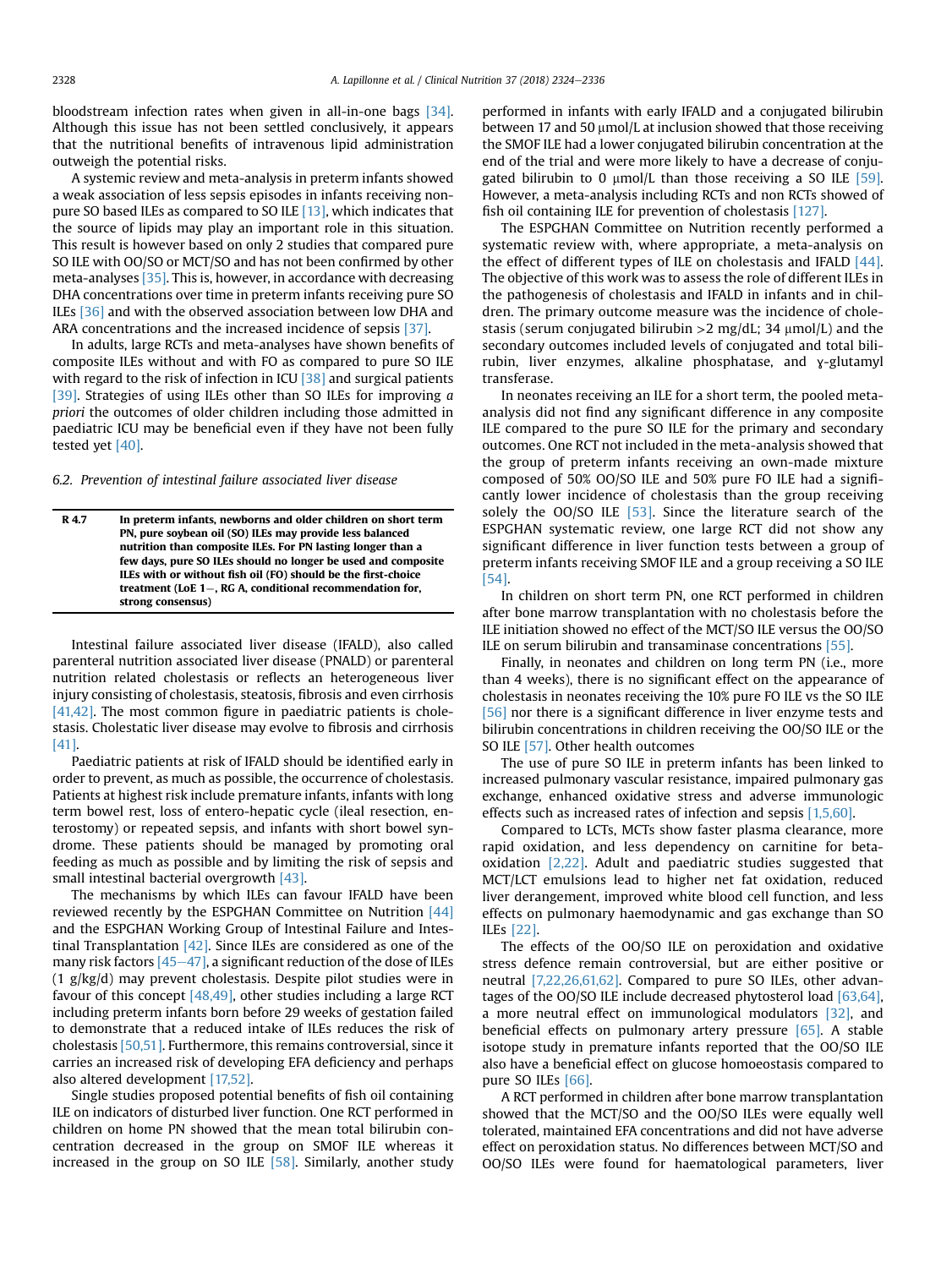bloodstream infection rates when given in all-in-one bags [34]. Although this issue has not been settled conclusively, it appears that the nutritional benefits of intravenous lipid administration outweigh the potential risks.

A systemic review and meta-analysis in preterm infants showed a weak association of less sepsis episodes in infants receiving non-pure SO based ILEs as compared to SO ILE [13], which indicates that the source of lipids may play an important role in this situation. This result is however based on only 2 studies that compared pure SO ILE with OO/SO or MCT/SO and has not been confirmed by other meta-analyses [35]. This is, however, in accordance with decreasing DHA concentrations over time in preterm infants receiving pure SO ILEs [36] and with the observed association between low DHA and ARA concentrations and the increased incidence of sepsis [37].

In adults, large RCTs and meta-analyses have shown benefits of composite ILEs without and with FO as compared to pure SO ILE with regard to the risk of infection in ICU [38] and surgical patients [39]. Strategies of using ILEs other than SO ILEs for improving *a priori* the outcomes of older children including those admitted in paediatric ICU may be beneficial even if they have not been fully tested yet [40].

### 6.2. Prevention of intestinal failure associated liver disease

| R 4.7 | **In preterm infants, newborns and older children on short term PN, pure soybean oil (SO) ILEs may provide less balanced nutrition than composite ILEs. For PN lasting longer than a few days, pure SO ILEs should no longer be used and composite ILEs with or without fish oil (FO) should be the first-choice treatment (LoE 1−, RG A, conditional recommendation for, strong consensus)** |
|---|---|

Intestinal failure associated liver disease (IFALD), also called parenteral nutrition associated liver disease (PNALD) or parenteral nutrition related cholestasis or reflects an heterogeneous liver injury consisting of cholestasis, steatosis, fibrosis and even cirrhosis [41,42]. The most common figure in paediatric patients is cholestasis. Cholestatic liver disease may evolve to fibrosis and cirrhosis [41].

Paediatric patients at risk of IFALD should be identified early in order to prevent, as much as possible, the occurrence of cholestasis. Patients at highest risk include premature infants, infants with long term bowel rest, loss of entero-hepatic cycle (ileal resection, enterostomy) or repeated sepsis, and infants with short bowel syndrome. These patients should be managed by promoting oral feeding as much as possible and by limiting the risk of sepsis and small intestinal bacterial overgrowth [43].

The mechanisms by which ILEs can favour IFALD have been reviewed recently by the ESPGHAN Committee on Nutrition [44] and the ESPGHAN Working Group of Intestinal Failure and Intestinal Transplantation [42]. Since ILEs are considered as one of the many risk factors [45−47], a significant reduction of the dose of ILEs (1 g/kg/d) may prevent cholestasis. Despite pilot studies were in favour of this concept [48,49], other studies including a large RCT including preterm infants born before 29 weeks of gestation failed to demonstrate that a reduced intake of ILEs reduces the risk of cholestasis [50,51]. Furthermore, this remains controversial, since it carries an increased risk of developing EFA deficiency and perhaps also altered development [17,52].

Single studies proposed potential benefits of fish oil containing ILE on indicators of disturbed liver function. One RCT performed in children on home PN showed that the mean total bilirubin concentration decreased in the group on SMOF ILE whereas it increased in the group on SO ILE [58]. Similarly, another study performed in infants with early IFALD and a conjugated bilirubin between 17 and 50 μmol/L at inclusion showed that those receiving the SMOF ILE had a lower conjugated bilirubin concentration at the end of the trial and were more likely to have a decrease of conjugated bilirubin to 0 μmol/L than those receiving a SO ILE [59]. However, a meta-analysis including RCTs and non RCTs showed of fish oil containing ILE for prevention of cholestasis [127].

The ESPGHAN Committee on Nutrition recently performed a systematic review with, where appropriate, a meta-analysis on the effect of different types of ILE on cholestasis and IFALD [44]. The objective of this work was to assess the role of different ILEs in the pathogenesis of cholestasis and IFALD in infants and in children. The primary outcome measure was the incidence of cholestasis (serum conjugated bilirubin >2 mg/dL; 34 μmol/L) and the secondary outcomes included levels of conjugated and total bilirubin, liver enzymes, alkaline phosphatase, and γ-glutamyl transferase.

In neonates receiving an ILE for a short term, the pooled meta-analysis did not find any significant difference in any composite ILE compared to the pure SO ILE for the primary and secondary outcomes. One RCT not included in the meta-analysis showed that the group of preterm infants receiving an own-made mixture composed of 50% OO/SO ILE and 50% pure FO ILE had a significantly lower incidence of cholestasis than the group receiving solely the OO/SO ILE [53]. Since the literature search of the ESPGHAN systematic review, one large RCT did not show any significant difference in liver function tests between a group of preterm infants receiving SMOF ILE and a group receiving a SO ILE [54].

In children on short term PN, one RCT performed in children after bone marrow transplantation with no cholestasis before the ILE initiation showed no effect of the MCT/SO ILE versus the OO/SO ILE on serum bilirubin and transaminase concentrations [55].

Finally, in neonates and children on long term PN (i.e., more than 4 weeks), there is no significant effect on the appearance of cholestasis in neonates receiving the 10% pure FO ILE vs the SO ILE [56] nor there is a significant difference in liver enzyme tests and bilirubin concentrations in children receiving the OO/SO ILE or the SO ILE [57]. Other health outcomes

The use of pure SO ILE in preterm infants has been linked to increased pulmonary vascular resistance, impaired pulmonary gas exchange, enhanced oxidative stress and adverse immunologic effects such as increased rates of infection and sepsis [1,5,60].

Compared to LCTs, MCTs show faster plasma clearance, more rapid oxidation, and less dependency on carnitine for beta-oxidation [2,22]. Adult and paediatric studies suggested that MCT/LCT emulsions lead to higher net fat oxidation, reduced liver derangement, improved white blood cell function, and less effects on pulmonary haemodynamic and gas exchange than SO ILEs [22].

The effects of the OO/SO ILE on peroxidation and oxidative stress defence remain controversial, but are either positive or neutral [7,22,26,61,62]. Compared to pure SO ILEs, other advantages of the OO/SO ILE include decreased phytosterol load [63,64], a more neutral effect on immunological modulators [32], and beneficial effects on pulmonary artery pressure [65]. A stable isotope study in premature infants reported that the OO/SO ILE also have a beneficial effect on glucose homoeostasis compared to pure SO ILEs [66].

A RCT performed in children after bone marrow transplantation showed that the MCT/SO and the OO/SO ILEs were equally well tolerated, maintained EFA concentrations and did not have adverse effect on peroxidation status. No differences between MCT/SO and OO/SO ILEs were found for haematological parameters, liver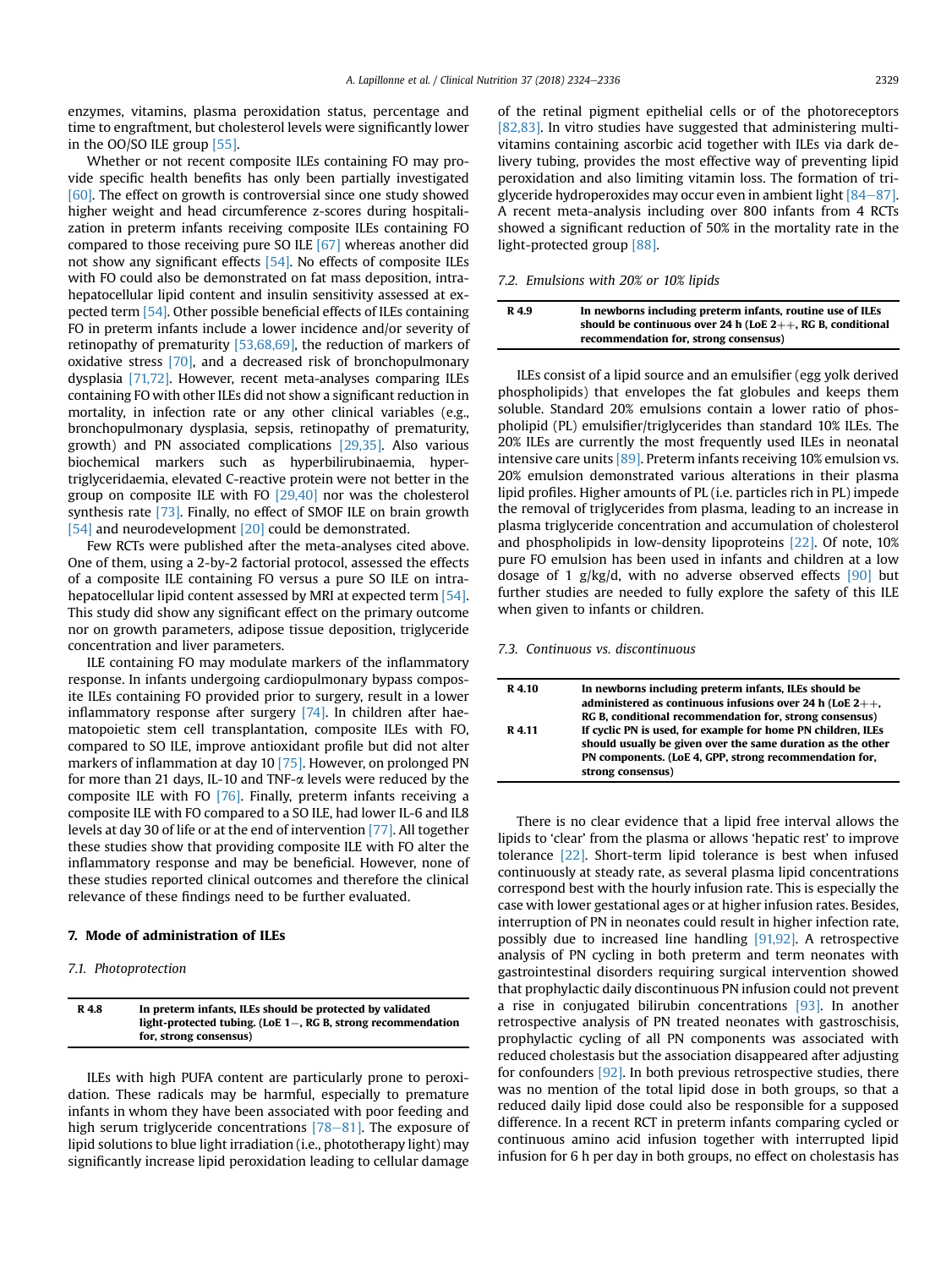enzymes, vitamins, plasma peroxidation status, percentage and time to engraftment, but cholesterol levels were significantly lower in the OO/SO ILE group [55].

Whether or not recent composite ILEs containing FO may provide specific health benefits has only been partially investigated [60]. The effect on growth is controversial since one study showed higher weight and head circumference z-scores during hospitalization in preterm infants receiving composite ILEs containing FO compared to those receiving pure SO ILE [67] whereas another did not show any significant effects [54]. No effects of composite ILEs with FO could also be demonstrated on fat mass deposition, intrahepatocellular lipid content and insulin sensitivity assessed at expected term [54]. Other possible beneficial effects of ILEs containing FO in preterm infants include a lower incidence and/or severity of retinopathy of prematurity [53,68,69], the reduction of markers of oxidative stress [70], and a decreased risk of bronchopulmonary dysplasia [71,72]. However, recent meta-analyses comparing ILEs containing FO with other ILEs did not show a significant reduction in mortality, in infection rate or any other clinical variables (e.g., bronchopulmonary dysplasia, sepsis, retinopathy of prematurity, growth) and PN associated complications [29,35]. Also various biochemical markers such as hyperbilirubinaemia, hypertriglyceridaemia, elevated C-reactive protein were not better in the group on composite ILE with FO [29,40] nor was the cholesterol synthesis rate [73]. Finally, no effect of SMOF ILE on brain growth [54] and neurodevelopment [20] could be demonstrated.

Few RCTs were published after the meta-analyses cited above. One of them, using a 2-by-2 factorial protocol, assessed the effects of a composite ILE containing FO versus a pure SO ILE on intrahepatocellular lipid content assessed by MRI at expected term [54]. This study did show any significant effect on the primary outcome nor on growth parameters, adipose tissue deposition, triglyceride concentration and liver parameters.

ILE containing FO may modulate markers of the inflammatory response. In infants undergoing cardiopulmonary bypass composite ILEs containing FO provided prior to surgery, result in a lower inflammatory response after surgery [74]. In children after haematopoietic stem cell transplantation, composite ILEs with FO, compared to SO ILE, improve antioxidant profile but did not alter markers of inflammation at day 10 [75]. However, on prolonged PN for more than 21 days, IL-10 and TNF-$\alpha$ levels were reduced by the composite ILE with FO [76]. Finally, preterm infants receiving a composite ILE with FO compared to a SO ILE, had lower IL-6 and IL8 levels at day 30 of life or at the end of intervention [77]. All together these studies show that providing composite ILE with FO alter the inflammatory response and may be beneficial. However, none of these studies reported clinical outcomes and therefore the clinical relevance of these findings need to be further evaluated.

## 7. Mode of administration of ILEs

### 7.1. Photoprotection

| | |
|---|---|
| **R 4.8** | **In preterm infants, ILEs should be protected by validated light-protected tubing. (LoE 1−, RG B, strong recommendation for, strong consensus)** |

ILEs with high PUFA content are particularly prone to peroxidation. These radicals may be harmful, especially to premature infants in whom they have been associated with poor feeding and high serum triglyceride concentrations [78–81]. The exposure of lipid solutions to blue light irradiation (i.e., phototherapy light) may significantly increase lipid peroxidation leading to cellular damage of the retinal pigment epithelial cells or of the photoreceptors [82,83]. In vitro studies have suggested that administering multivitamins containing ascorbic acid together with ILEs via dark delivery tubing, provides the most effective way of preventing lipid peroxidation and also limiting vitamin loss. The formation of triglyceride hydroperoxides may occur even in ambient light [84–87]. A recent meta-analysis including over 800 infants from 4 RCTs showed a significant reduction of 50% in the mortality rate in the light-protected group [88].

### 7.2. Emulsions with 20% or 10% lipids

| | |
|---|---|
| **R 4.9** | **In newborns including preterm infants, routine use of ILEs should be continuous over 24 h (LoE 2++, RG B, conditional recommendation for, strong consensus)** |

ILEs consist of a lipid source and an emulsifier (egg yolk derived phospholipids) that envelopes the fat globules and keeps them soluble. Standard 20% emulsions contain a lower ratio of phospholipid (PL) emulsifier/triglycerides than standard 10% ILEs. The 20% ILEs are currently the most frequently used ILEs in neonatal intensive care units [89]. Preterm infants receiving 10% emulsion vs. 20% emulsion demonstrated various alterations in their plasma lipid profiles. Higher amounts of PL (i.e. particles rich in PL) impede the removal of triglycerides from plasma, leading to an increase in plasma triglyceride concentration and accumulation of cholesterol and phospholipids in low-density lipoproteins [22]. Of note, 10% pure FO emulsion has been used in infants and children at a low dosage of 1 g/kg/d, with no adverse observed effects [90] but further studies are needed to fully explore the safety of this ILE when given to infants or children.

### 7.3. Continuous vs. discontinuous

| | |
|---|---|
| **R 4.10** | **In newborns including preterm infants, ILEs should be administered as continuous infusions over 24 h (LoE 2++, RG B, conditional recommendation for, strong consensus)** |
| **R 4.11** | **If cyclic PN is used, for example for home PN children, ILEs should usually be given over the same duration as the other PN components. (LoE 4, GPP, strong recommendation for, strong consensus)** |

There is no clear evidence that a lipid free interval allows the lipids to 'clear' from the plasma or allows 'hepatic rest' to improve tolerance [22]. Short-term lipid tolerance is best when infused continuously at steady rate, as several plasma lipid concentrations correspond best with the hourly infusion rate. This is especially the case with lower gestational ages or at higher infusion rates. Besides, interruption of PN in neonates could result in higher infection rate, possibly due to increased line handling [91,92]. A retrospective analysis of PN cycling in both preterm and term neonates with gastrointestinal disorders requiring surgical intervention showed that prophylactic daily discontinuous PN infusion could not prevent a rise in conjugated bilirubin concentrations [93]. In another retrospective analysis of PN treated neonates with gastroschisis, prophylactic cycling of all PN components was associated with reduced cholestasis but the association disappeared after adjusting for confounders [92]. In both previous retrospective studies, there was no mention of the total lipid dose in both groups, so that a reduced daily lipid dose could also be responsible for a supposed difference. In a recent RCT in preterm infants comparing cycled or continuous amino acid infusion together with interrupted lipid infusion for 6 h per day in both groups, no effect on cholestasis has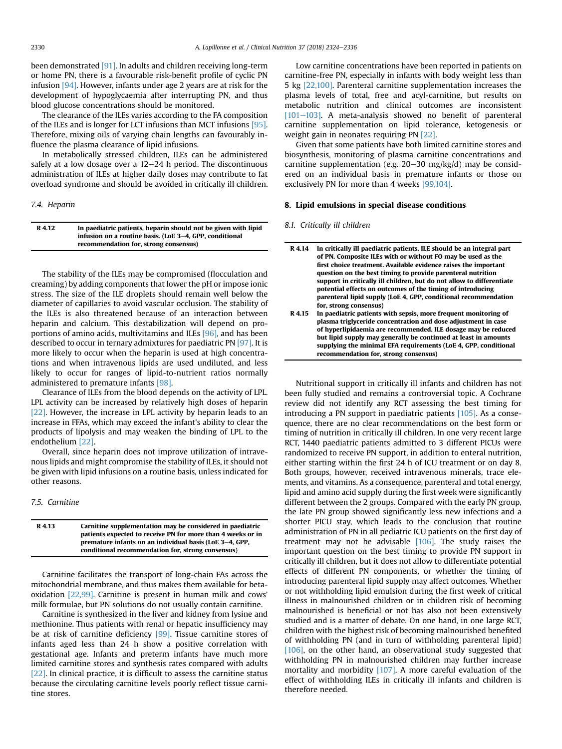been demonstrated [91]. In adults and children receiving long-term or home PN, there is a favourable risk-benefit profile of cyclic PN infusion [94]. However, infants under age 2 years are at risk for the development of hypoglycaemia after interrupting PN, and thus blood glucose concentrations should be monitored.

The clearance of the ILEs varies according to the FA composition of the ILEs and is longer for LCT infusions than MCT infusions [95]. Therefore, mixing oils of varying chain lengths can favourably influence the plasma clearance of lipid infusions.

In metabolically stressed children, ILEs can be administered safely at a low dosage over a 12–24 h period. The discontinuous administration of ILEs at higher daily doses may contribute to fat overload syndrome and should be avoided in critically ill children.

### 7.4. Heparin

| | |
|---|---|
| **R 4.12** | **In paediatric patients, heparin should not be given with lipid infusion on a routine basis. (LoE 3–4, GPP, conditional recommendation for, strong consensus)** |

The stability of the ILEs may be compromised (flocculation and creaming) by adding components that lower the pH or impose ionic stress. The size of the ILE droplets should remain well below the diameter of capillaries to avoid vascular occlusion. The stability of the ILEs is also threatened because of an interaction between heparin and calcium. This destabilization will depend on proportions of amino acids, multivitamins and ILEs [96], and has been described to occur in ternary admixtures for paediatric PN [97]. It is more likely to occur when the heparin is used at high concentrations and when intravenous lipids are used undiluted, and less likely to occur for ranges of lipid-to-nutrient ratios normally administered to premature infants [98].

Clearance of ILEs from the blood depends on the activity of LPL. LPL activity can be increased by relatively high doses of heparin [22]. However, the increase in LPL activity by heparin leads to an increase in FFAs, which may exceed the infant's ability to clear the products of lipolysis and may weaken the binding of LPL to the endothelium [22].

Overall, since heparin does not improve utilization of intravenous lipids and might compromise the stability of ILEs, it should not be given with lipid infusions on a routine basis, unless indicated for other reasons.

### 7.5. Carnitine

| | |
|---|---|
| **R 4.13** | **Carnitine supplementation may be considered in paediatric patients expected to receive PN for more than 4 weeks or in premature infants on an individual basis (LoE 3–4, GPP, conditional recommendation for, strong consensus)** |

Carnitine facilitates the transport of long-chain FAs across the mitochondrial membrane, and thus makes them available for beta-oxidation [22,99]. Carnitine is present in human milk and cows' milk formulae, but PN solutions do not usually contain carnitine.

Carnitine is synthesized in the liver and kidney from lysine and methionine. Thus patients with renal or hepatic insufficiency may be at risk of carnitine deficiency [99]. Tissue carnitine stores of infants aged less than 24 h show a positive correlation with gestational age. Infants and preterm infants have much more limited carnitine stores and synthesis rates compared with adults [22]. In clinical practice, it is difficult to assess the carnitine status because the circulating carnitine levels poorly reflect tissue carnitine stores.

Low carnitine concentrations have been reported in patients on carnitine-free PN, especially in infants with body weight less than 5 kg [22,100]. Parenteral carnitine supplementation increases the plasma levels of total, free and acyl-carnitine, but results on metabolic nutrition and clinical outcomes are inconsistent [101–103]. A meta-analysis showed no benefit of parenteral carnitine supplementation on lipid tolerance, ketogenesis or weight gain in neonates requiring PN [22].

Given that some patients have both limited carnitine stores and biosynthesis, monitoring of plasma carnitine concentrations and carnitine supplementation (e.g. 20–30 mg/kg/d) may be considered on an individual basis in premature infants or those on exclusively PN for more than 4 weeks [99,104].

## 8. Lipid emulsions in special disease conditions

### 8.1. Critically ill children

| | |
|---|---|
| **R 4.14** | **In critically ill paediatric patients, ILE should be an integral part of PN. Composite ILEs with or without FO may be used as the first choice treatment. Available evidence raises the important question on the best timing to provide parenteral nutrition support in critically ill children, but do not allow to differentiate potential effects on outcomes of the timing of introducing parenteral lipid supply (LoE 4, GPP, conditional recommendation for, strong consensus)** |
| **R 4.15** | **In paediatric patients with sepsis, more frequent monitoring of plasma triglyceride concentration and dose adjustment in case of hyperlipidaemia are recommended. ILE dosage may be reduced but lipid supply may generally be continued at least in amounts supplying the minimal EFA requirements (LoE 4, GPP, conditional recommendation for, strong consensus)** |

Nutritional support in critically ill infants and children has not been fully studied and remains a controversial topic. A Cochrane review did not identify any RCT assessing the best timing for introducing a PN support in paediatric patients [105]. As a consequence, there are no clear recommendations on the best form or timing of nutrition in critically ill children. In one very recent large RCT, 1440 paediatric patients admitted to 3 different PICUs were randomized to receive PN support, in addition to enteral nutrition, either starting within the first 24 h of ICU treatment or on day 8. Both groups, however, received intravenous minerals, trace elements, and vitamins. As a consequence, parenteral and total energy, lipid and amino acid supply during the first week were significantly different between the 2 groups. Compared with the early PN group, the late PN group showed significantly less new infections and a shorter PICU stay, which leads to the conclusion that routine administration of PN in all pediatric ICU patients on the first day of treatment may not be advisable [106]. The study raises the important question on the best timing to provide PN support in critically ill children, but it does not allow to differentiate potential effects of different PN components, or whether the timing of introducing parenteral lipid supply may affect outcomes. Whether or not withholding lipid emulsion during the first week of critical illness in malnourished children or in children risk of becoming malnourished is beneficial or not has also not been extensively studied and is a matter of debate. On one hand, in one large RCT, children with the highest risk of becoming malnourished benefited of withholding PN (and in turn of withholding parenteral lipid) [106], on the other hand, an observational study suggested that withholding PN in malnourished children may further increase mortality and morbidity [107]. A more careful evaluation of the effect of withholding ILEs in critically ill infants and children is therefore needed.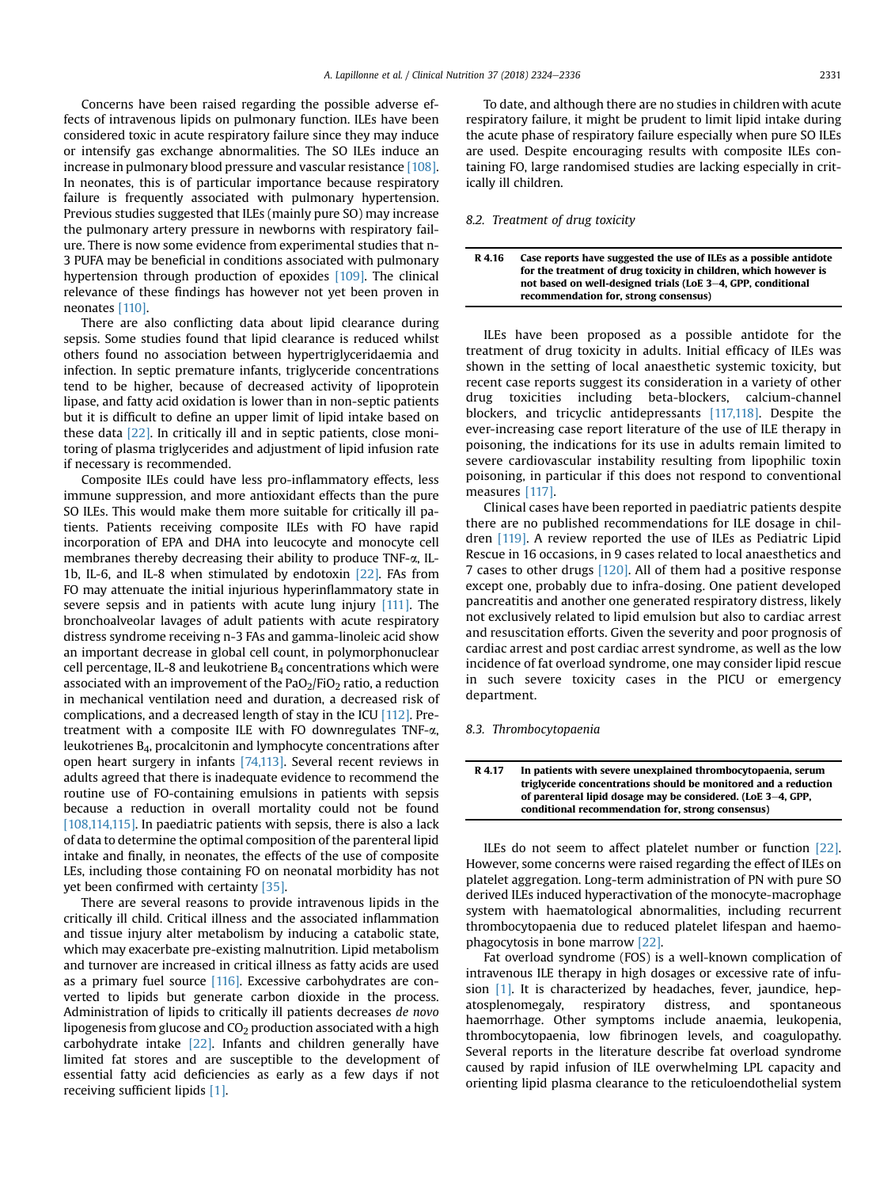Concerns have been raised regarding the possible adverse effects of intravenous lipids on pulmonary function. ILEs have been considered toxic in acute respiratory failure since they may induce or intensify gas exchange abnormalities. The SO ILEs induce an increase in pulmonary blood pressure and vascular resistance [108]. In neonates, this is of particular importance because respiratory failure is frequently associated with pulmonary hypertension. Previous studies suggested that ILEs (mainly pure SO) may increase the pulmonary artery pressure in newborns with respiratory failure. There is now some evidence from experimental studies that n-3 PUFA may be beneficial in conditions associated with pulmonary hypertension through production of epoxides [109]. The clinical relevance of these findings has however not yet been proven in neonates [110].

There are also conflicting data about lipid clearance during sepsis. Some studies found that lipid clearance is reduced whilst others found no association between hypertriglyceridaemia and infection. In septic premature infants, triglyceride concentrations tend to be higher, because of decreased activity of lipoprotein lipase, and fatty acid oxidation is lower than in non-septic patients but it is difficult to define an upper limit of lipid intake based on these data [22]. In critically ill and in septic patients, close monitoring of plasma triglycerides and adjustment of lipid infusion rate if necessary is recommended.

Composite ILEs could have less pro-inflammatory effects, less immune suppression, and more antioxidant effects than the pure SO ILEs. This would make them more suitable for critically ill patients. Patients receiving composite ILEs with FO have rapid incorporation of EPA and DHA into leucocyte and monocyte cell membranes thereby decreasing their ability to produce TNF-α, IL-1b, IL-6, and IL-8 when stimulated by endotoxin [22]. FAs from FO may attenuate the initial injurious hyperinflammatory state in severe sepsis and in patients with acute lung injury [111]. The bronchoalveolar lavages of adult patients with acute respiratory distress syndrome receiving n-3 FAs and gamma-linoleic acid show an important decrease in global cell count, in polymorphonuclear cell percentage, IL-8 and leukotriene $B_4$ concentrations which were associated with an improvement of the $PaO_2/FiO_2$ ratio, a reduction in mechanical ventilation need and duration, a decreased risk of complications, and a decreased length of stay in the ICU [112]. Pre-treatment with a composite ILE with FO downregulates TNF-α, leukotrienes $B_4$, procalcitonin and lymphocyte concentrations after open heart surgery in infants [74,113]. Several recent reviews in adults agreed that there is inadequate evidence to recommend the routine use of FO-containing emulsions in patients with sepsis because a reduction in overall mortality could not be found [108,114,115]. In paediatric patients with sepsis, there is also a lack of data to determine the optimal composition of the parenteral lipid intake and finally, in neonates, the effects of the use of composite LEs, including those containing FO on neonatal morbidity has not yet been confirmed with certainty [35].

There are several reasons to provide intravenous lipids in the critically ill child. Critical illness and the associated inflammation and tissue injury alter metabolism by inducing a catabolic state, which may exacerbate pre-existing malnutrition. Lipid metabolism and turnover are increased in critical illness as fatty acids are used as a primary fuel source [116]. Excessive carbohydrates are converted to lipids but generate carbon dioxide in the process. Administration of lipids to critically ill patients decreases *de novo* lipogenesis from glucose and $CO_2$ production associated with a high carbohydrate intake [22]. Infants and children generally have limited fat stores and are susceptible to the development of essential fatty acid deficiencies as early as a few days if not receiving sufficient lipids [1].

To date, and although there are no studies in children with acute respiratory failure, it might be prudent to limit lipid intake during the acute phase of respiratory failure especially when pure SO ILEs are used. Despite encouraging results with composite ILEs containing FO, large randomised studies are lacking especially in critically ill children.

### 8.2. Treatment of drug toxicity

| | |
|---|---|
| **R 4.16** | **Case reports have suggested the use of ILEs as a possible antidote for the treatment of drug toxicity in children, which however is not based on well-designed trials (LoE 3–4, GPP, conditional recommendation for, strong consensus)** |

ILEs have been proposed as a possible antidote for the treatment of drug toxicity in adults. Initial efficacy of ILEs was shown in the setting of local anaesthetic systemic toxicity, but recent case reports suggest its consideration in a variety of other drug toxicities including beta-blockers, calcium-channel blockers, and tricyclic antidepressants [117,118]. Despite the ever-increasing case report literature of the use of ILE therapy in poisoning, the indications for its use in adults remain limited to severe cardiovascular instability resulting from lipophilic toxin poisoning, in particular if this does not respond to conventional measures [117].

Clinical cases have been reported in paediatric patients despite there are no published recommendations for ILE dosage in children [119]. A review reported the use of ILEs as Pediatric Lipid Rescue in 16 occasions, in 9 cases related to local anaesthetics and 7 cases to other drugs [120]. All of them had a positive response except one, probably due to infra-dosing. One patient developed pancreatitis and another one generated respiratory distress, likely not exclusively related to lipid emulsion but also to cardiac arrest and resuscitation efforts. Given the severity and poor prognosis of cardiac arrest and post cardiac arrest syndrome, as well as the low incidence of fat overload syndrome, one may consider lipid rescue in such severe toxicity cases in the PICU or emergency department.

### 8.3. Thrombocytopaenia

| | |
|---|---|
| **R 4.17** | **In patients with severe unexplained thrombocytopaenia, serum triglyceride concentrations should be monitored and a reduction of parenteral lipid dosage may be considered. (LoE 3–4, GPP, conditional recommendation for, strong consensus)** |

ILEs do not seem to affect platelet number or function [22]. However, some concerns were raised regarding the effect of ILEs on platelet aggregation. Long-term administration of PN with pure SO derived ILEs induced hyperactivation of the monocyte-macrophage system with haematological abnormalities, including recurrent thrombocytopaenia due to reduced platelet lifespan and haemophagocytosis in bone marrow [22].

Fat overload syndrome (FOS) is a well-known complication of intravenous ILE therapy in high dosages or excessive rate of infusion [1]. It is characterized by headaches, fever, jaundice, hepatosplenomegaly, respiratory distress, and spontaneous haemorrhage. Other symptoms include anaemia, leukopenia, thrombocytopaenia, low fibrinogen levels, and coagulopathy. Several reports in the literature describe fat overload syndrome caused by rapid infusion of ILE overwhelming LPL capacity and orienting lipid plasma clearance to the reticuloendothelial system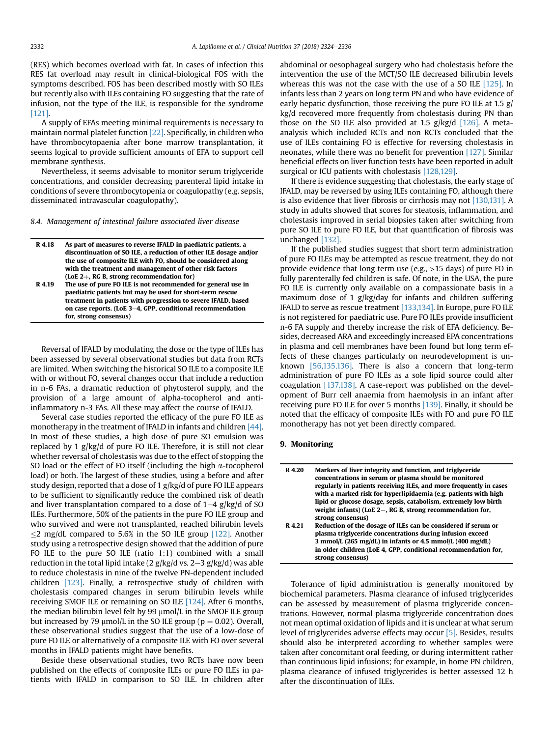(RES) which becomes overload with fat. In cases of infection this RES fat overload may result in clinical-biological FOS with the symptoms described. FOS has been described mostly with SO ILEs but recently also with ILEs containing FO suggesting that the rate of infusion, not the type of the ILE, is responsible for the syndrome [121].

A supply of EFAs meeting minimal requirements is necessary to maintain normal platelet function [22]. Specifically, in children who have thrombocytopaenia after bone marrow transplantation, it seems logical to provide sufficient amounts of EFA to support cell membrane synthesis.

Nevertheless, it seems advisable to monitor serum triglyceride concentrations, and consider decreasing parenteral lipid intake in conditions of severe thrombocytopenia or coagulopathy (e.g. sepsis, disseminated intravascular coagulopathy).

### 8.4. Management of intestinal failure associated liver disease

| | |
|---|---|
| **R 4.18** | **As part of measures to reverse IFALD in paediatric patients, a discontinuation of SO ILE, a reduction of other ILE dosage and/or the use of composite ILE with FO, should be considered along with the treatment and management of other risk factors (LoE 2+, RG B, strong recommendation for)** |
| **R 4.19** | **The use of pure FO ILE is not recommended for general use in paediatric patients but may be used for short-term rescue treatment in patients with progression to severe IFALD, based on case reports. (LoE 3–4, GPP, conditional recommendation for, strong consensus)** |

Reversal of IFALD by modulating the dose or the type of ILEs has been assessed by several observational studies but data from RCTs are limited. When switching the historical SO ILE to a composite ILE with or without FO, several changes occur that include a reduction in n-6 FAs, a dramatic reduction of phytosterol supply, and the provision of a large amount of alpha-tocopherol and anti-inflammatory n-3 FAs. All these may affect the course of IFALD.

Several case studies reported the efficacy of the pure FO ILE as monotherapy in the treatment of IFALD in infants and children [44]. In most of these studies, a high dose of pure SO emulsion was replaced by 1 g/kg/d of pure FO ILE. Therefore, it is still not clear whether reversal of cholestasis was due to the effect of stopping the SO load or the effect of FO itself (including the high α-tocopherol load) or both. The largest of these studies, using a before and after study design, reported that a dose of 1 g/kg/d of pure FO ILE appears to be sufficient to significantly reduce the combined risk of death and liver transplantation compared to a dose of 1–4 g/kg/d of SO ILEs. Furthermore, 50% of the patients in the pure FO ILE group and who survived and were not transplanted, reached bilirubin levels ≤2 mg/dL compared to 5.6% in the SO ILE group [122]. Another study using a retrospective design showed that the addition of pure FO ILE to the pure SO ILE (ratio 1:1) combined with a small reduction in the total lipid intake (2 g/kg/d vs. 2–3 g/kg/d) was able to reduce cholestasis in nine of the twelve PN-dependent included children [123]. Finally, a retrospective study of children with cholestasis compared changes in serum bilirubin levels while receiving SMOF ILE or remaining on SO ILE [124]. After 6 months, the median bilirubin level felt by 99 μmol/L in the SMOF ILE group but increased by 79 μmol/L in the SO ILE group ($p = 0.02$). Overall, these observational studies suggest that the use of a low-dose of pure FO ILE or alternatively of a composite ILE with FO over several months in IFALD patients might have benefits.

Beside these observational studies, two RCTs have now been published on the effects of composite ILEs or pure FO ILEs in patients with IFALD in comparison to SO ILE. In children after abdominal or oesophageal surgery who had cholestasis before the intervention the use of the MCT/SO ILE decreased bilirubin levels whereas this was not the case with the use of a SO ILE [125]. In infants less than 2 years on long term PN and who have evidence of early hepatic dysfunction, those receiving the pure FO ILE at 1.5 g/kg/d recovered more frequently from cholestasis during PN than those on the SO ILE also provided at 1.5 g/kg/d [126]. A meta-analysis which included RCTs and non RCTs concluded that the use of ILEs containing FO is effective for reversing cholestasis in neonates, while there was no benefit for prevention [127]. Similar beneficial effects on liver function tests have been reported in adult surgical or ICU patients with cholestasis [128,129].

If there is evidence suggesting that cholestasis, the early stage of IFALD, may be reversed by using ILEs containing FO, although there is also evidence that liver fibrosis or cirrhosis may not [130,131]. A study in adults showed that scores for steatosis, inflammation, and cholestasis improved in serial biopsies taken after switching from pure SO ILE to pure FO ILE, but that quantification of fibrosis was unchanged [132].

If the published studies suggest that short term administration of pure FO ILEs may be attempted as rescue treatment, they do not provide evidence that long term use (e.g., >15 days) of pure FO in fully parenterally fed children is safe. Of note, in the USA, the pure FO ILE is currently only available on a compassionate basis in a maximum dose of 1 g/kg/day for infants and children suffering IFALD to serve as rescue treatment [133,134]. In Europe, pure FO ILE is not registered for paediatric use. Pure FO ILEs provide insufficient n-6 FA supply and thereby increase the risk of EFA deficiency. Besides, decreased ARA and exceedingly increased EPA concentrations in plasma and cell membranes have been found but long term effects of these changes particularly on neurodevelopment is unknown [56,135,136]. There is also a concern that long-term administration of pure FO ILEs as a sole lipid source could alter coagulation [137,138]. A case-report was published on the development of Burr cell anaemia from haemolysis in an infant after receiving pure FO ILE for over 5 months [139]. Finally, it should be noted that the efficacy of composite ILEs with FO and pure FO ILE monotherapy has not yet been directly compared.

## 9. Monitoring

| | |
|---|---|
| **R 4.20** | **Markers of liver integrity and function, and triglyceride concentrations in serum or plasma should be monitored regularly in patients receiving ILEs, and more frequently in cases with a marked risk for hyperlipidaemia (e.g. patients with high lipid or glucose dosage, sepsis, catabolism, extremely low birth weight infants) (LoE 2−, RG B, strong recommendation for, strong consensus)** |
| **R 4.21** | **Reduction of the dosage of ILEs can be considered if serum or plasma triglyceride concentrations during infusion exceed 3 mmol/L (265 mg/dL) in infants or 4.5 mmol/L (400 mg/dL) in older children (LoE 4, GPP, conditional recommendation for, strong consensus)** |

Tolerance of lipid administration is generally monitored by biochemical parameters. Plasma clearance of infused triglycerides can be assessed by measurement of plasma triglyceride concentrations. However, normal plasma triglyceride concentration does not mean optimal oxidation of lipids and it is unclear at what serum level of triglycerides adverse effects may occur [5]. Besides, results should also be interpreted according to whether samples were taken after concomitant oral feeding, or during intermittent rather than continuous lipid infusions; for example, in home PN children, plasma clearance of infused triglycerides is better assessed 12 h after the discontinuation of ILEs.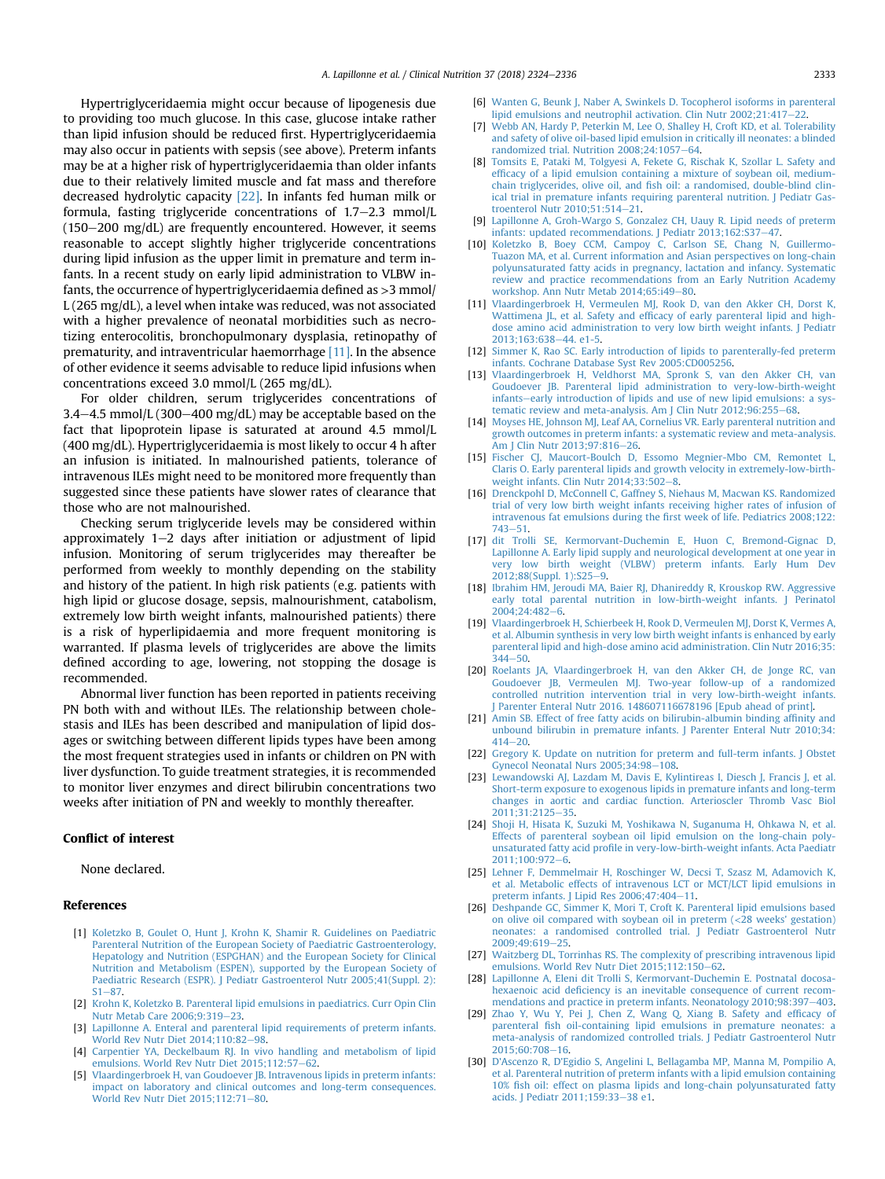Hypertriglyceridaemia might occur because of lipogenesis due to providing too much glucose. In this case, glucose intake rather than lipid infusion should be reduced first. Hypertriglyceridaemia may also occur in patients with sepsis (see above). Preterm infants may be at a higher risk of hypertriglyceridaemia than older infants due to their relatively limited muscle and fat mass and therefore decreased hydrolytic capacity [22]. In infants fed human milk or formula, fasting triglyceride concentrations of 1.7–2.3 mmol/L (150–200 mg/dL) are frequently encountered. However, it seems reasonable to accept slightly higher triglyceride concentrations during lipid infusion as the upper limit in premature and term infants. In a recent study on early lipid administration to VLBW infants, the occurrence of hypertriglyceridaemia defined as >3 mmol/L (265 mg/dL), a level when intake was reduced, was not associated with a higher prevalence of neonatal morbidities such as necrotizing enterocolitis, bronchopulmonary dysplasia, retinopathy of prematurity, and intraventricular haemorrhage [11]. In the absence of other evidence it seems advisable to reduce lipid infusions when concentrations exceed 3.0 mmol/L (265 mg/dL).

For older children, serum triglycerides concentrations of 3.4–4.5 mmol/L (300–400 mg/dL) may be acceptable based on the fact that lipoprotein lipase is saturated at around 4.5 mmol/L (400 mg/dL). Hypertriglyceridaemia is most likely to occur 4 h after an infusion is initiated. In malnourished patients, tolerance of intravenous ILEs might need to be monitored more frequently than suggested since these patients have slower rates of clearance that those who are not malnourished.

Checking serum triglyceride levels may be considered within approximately 1–2 days after initiation or adjustment of lipid infusion. Monitoring of serum triglycerides may thereafter be performed from weekly to monthly depending on the stability and history of the patient. In high risk patients (e.g. patients with high lipid or glucose dosage, sepsis, malnourishment, catabolism, extremely low birth weight infants, malnourished patients) there is a risk of hyperlipidaemia and more frequent monitoring is warranted. If plasma levels of triglycerides are above the limits defined according to age, lowering, not stopping the dosage is recommended.

Abnormal liver function has been reported in patients receiving PN both with and without ILEs. The relationship between cholestasis and ILEs has been described and manipulation of lipid dosages or switching between different lipids types have been among the most frequent strategies used in infants or children on PN with liver dysfunction. To guide treatment strategies, it is recommended to monitor liver enzymes and direct bilirubin concentrations two weeks after initiation of PN and weekly to monthly thereafter.

## Conflict of interest

None declared.

## References

[1] Koletzko B, Goulet O, Hunt J, Krohn K, Shamir R. Guidelines on Paediatric Parenteral Nutrition of the European Society of Paediatric Gastroenterology, Hepatology and Nutrition (ESPGHAN) and the European Society for Clinical Nutrition and Metabolism (ESPEN), supported by the European Society of Paediatric Research (ESPR). J Pediatr Gastroenterol Nutr 2005;41(Suppl. 2):S1–87.

[2] Krohn K, Koletzko B. Parenteral lipid emulsions in paediatrics. Curr Opin Clin Nutr Metab Care 2006;9:319–23.

[3] Lapillonne A. Enteral and parenteral lipid requirements of preterm infants. World Rev Nutr Diet 2014;110:82–98.

[4] Carpentier YA, Deckelbaum RJ. In vivo handling and metabolism of lipid emulsions. World Rev Nutr Diet 2015;112:57–62.

[5] Vlaardingerbroek H, van Goudoever JB. Intravenous lipids in preterm infants: impact on laboratory and clinical outcomes and long-term consequences. World Rev Nutr Diet 2015;112:71–80.

[6] Wanten G, Beunk J, Naber A, Swinkels D. Tocopherol isoforms in parenteral lipid emulsions and neutrophil activation. Clin Nutr 2002;21:417–22.

[7] Webb AN, Hardy P, Peterkin M, Lee O, Shalley H, Croft KD, et al. Tolerability and safety of olive oil-based lipid emulsion in critically ill neonates: a blinded randomized trial. Nutrition 2008;24:1057–64.

[8] Tomsits E, Pataki M, Tolgyesi A, Fekete G, Rischak K, Szollar L. Safety and efficacy of a lipid emulsion containing a mixture of soybean oil, medium-chain triglycerides, olive oil, and fish oil: a randomised, double-blind clinical trial in premature infants requiring parenteral nutrition. J Pediatr Gastroenterol Nutr 2010;51:514–21.

[9] Lapillonne A, Groh-Wargo S, Gonzalez CH, Uauy R. Lipid needs of preterm infants: updated recommendations. J Pediatr 2013;162:S37–47.

[10] Koletzko B, Boey CCM, Campoy C, Carlson SE, Chang N, Guillermo-Tuazon MA, et al. Current information and Asian perspectives on long-chain polyunsaturated fatty acids in pregnancy, lactation and infancy. Systematic review and practice recommendations from an Early Nutrition Academy workshop. Ann Nutr Metab 2014;65:i49–80.

[11] Vlaardingerbroek H, Vermeulen MJ, Rook D, van den Akker CH, Dorst K, Wattimena JL, et al. Safety and efficacy of early parenteral lipid and high-dose amino acid administration to very low birth weight infants. J Pediatr 2013;163:638–44. e1-5.

[12] Simmer K, Rao SC. Early introduction of lipids to parenterally-fed preterm infants. Cochrane Database Syst Rev 2005:CD005256.

[13] Vlaardingerbroek H, Veldhorst MA, Spronk S, van den Akker CH, van Goudoever JB. Parenteral lipid administration to very-low-birth-weight infants—early introduction of lipids and use of new lipid emulsions: a systematic review and meta-analysis. Am J Clin Nutr 2012;96:255–68.

[14] Moyses HE, Johnson MJ, Leaf AA, Cornelius VR. Early parenteral nutrition and growth outcomes in preterm infants: a systematic review and meta-analysis. Am J Clin Nutr 2013;97:816–26.

[15] Fischer CJ, Maucort-Boulch D, Essomo Megnier-Mbo CM, Remontet L, Claris O. Early parenteral lipids and growth velocity in extremely-low-birth-weight infants. Clin Nutr 2014;33:502–8.

[16] Drenckpohl D, McConnell C, Gaffney S, Niehaus M, Macwan KS. Randomized trial of very low birth weight infants receiving higher rates of infusion of intravenous fat emulsions during the first week of life. Pediatrics 2008;122:743–51.

[17] dit Trolli SE, Kermorvant-Duchemin E, Huon C, Bremond-Gignac D, Lapillonne A. Early lipid supply and neurological development at one year in very low birth weight (VLBW) preterm infants. Early Hum Dev 2012;88(Suppl. 1):S25–9.

[18] Ibrahim HM, Jeroudi MA, Baier RJ, Dhanireddy R, Krouskop RW. Aggressive early total parental nutrition in low-birth-weight infants. J Perinatol 2004;24:482–6.

[19] Vlaardingerbroek H, Schierbeek H, Rook D, Vermeulen MJ, Dorst K, Vermes A, et al. Albumin synthesis in very low birth weight infants is enhanced by early parenteral lipid and high-dose amino acid administration. Clin Nutr 2016;35:344–50.

[20] Roelants JA, Vlaardingerbroek H, van den Akker CH, de Jonge RC, van Goudoever JB, Vermeulen MJ. Two-year follow-up of a randomized controlled nutrition intervention trial in very low-birth-weight infants. J Parenter Enteral Nutr 2016. 148607116678196 [Epub ahead of print].

[21] Amin SB. Effect of free fatty acids on bilirubin-albumin binding affinity and unbound bilirubin in premature infants. J Parenter Enteral Nutr 2010;34:414–20.

[22] Gregory K. Update on nutrition for preterm and full-term infants. J Obstet Gynecol Neonatal Nurs 2005;34:98–108.

[23] Lewandowski AJ, Lazdam M, Davis E, Kylintireas I, Diesch J, Francis J, et al. Short-term exposure to exogenous lipids in premature infants and long-term changes in aortic and cardiac function. Arterioscler Thromb Vasc Biol 2011;31:2125–35.

[24] Shoji H, Hisata K, Suzuki M, Yoshikawa N, Suganuma H, Ohkawa N, et al. Effects of parenteral soybean oil lipid emulsion on the long-chain polyunsaturated fatty acid profile in very-low-birth-weight infants. Acta Paediatr 2011;100:972–6.

[25] Lehner F, Demmelmair H, Roschinger W, Decsi T, Szasz M, Adamovich K, et al. Metabolic effects of intravenous LCT or MCT/LCT lipid emulsions in preterm infants. J Lipid Res 2006;47:404–11.

[26] Deshpande GC, Simmer K, Mori T, Croft K. Parenteral lipid emulsions based on olive oil compared with soybean oil in preterm (<28 weeks' gestation) neonates: a randomised controlled trial. J Pediatr Gastroenterol Nutr 2009;49:619–25.

[27] Waitzberg DL, Torrinhas RS. The complexity of prescribing intravenous lipid emulsions. World Rev Nutr Diet 2015;112:150–62.

[28] Lapillonne A, Eleni dit Trolli S, Kermorvant-Duchemin E. Postnatal docosahexaenoic acid deficiency is an inevitable consequence of current recommendations and practice in preterm infants. Neonatology 2010;98:397–403.

[29] Zhao Y, Wu Y, Pei J, Chen Z, Wang Q, Xiang B. Safety and efficacy of parenteral fish oil-containing lipid emulsions in premature neonates: a meta-analysis of randomized controlled trials. J Pediatr Gastroenterol Nutr 2015;60:708–16.

[30] D'Ascenzo R, D'Egidio S, Angelini L, Bellagamba MP, Manna M, Pompilio A, et al. Parenteral nutrition of preterm infants with a lipid emulsion containing 10% fish oil: effect on plasma lipids and long-chain polyunsaturated fatty acids. J Pediatr 2011;159:33–38 e1.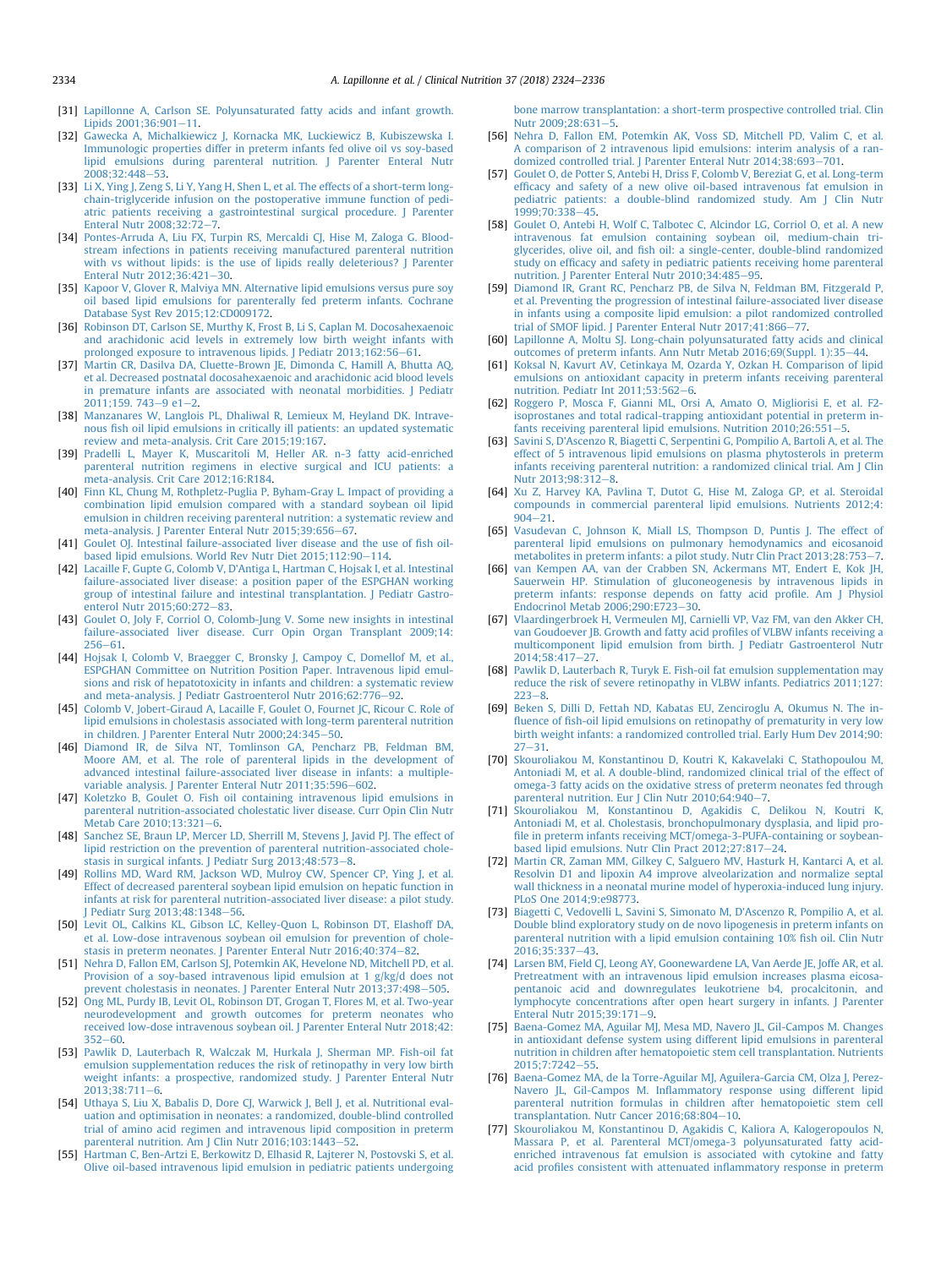[31] Lapillonne A, Carlson SE. Polyunsaturated fatty acids and infant growth. Lipids 2001;36:901–11.

[32] Gawecka A, Michalkiewicz J, Kornacka MK, Luckiewicz B, Kubiszewska I. Immunologic properties differ in preterm infants fed olive oil vs soy-based lipid emulsions during parenteral nutrition. J Parenter Enteral Nutr 2008;32:448–53.

[33] Li X, Ying J, Zeng S, Li Y, Yang H, Shen L, et al. The effects of a short-term long-chain-triglyceride infusion on the postoperative immune function of pediatric patients receiving a gastrointestinal surgical procedure. J Parenter Enteral Nutr 2008;32:72–7.

[34] Pontes-Arruda A, Liu FX, Turpin RS, Mercaldi CJ, Hise M, Zaloga G. Bloodstream infections in patients receiving manufactured parenteral nutrition with vs without lipids: is the use of lipids really deleterious? J Parenter Enteral Nutr 2012;36:421–30.

[35] Kapoor V, Glover R, Malviya MN. Alternative lipid emulsions versus pure soy oil based lipid emulsions for parenterally fed preterm infants. Cochrane Database Syst Rev 2015;12:CD009172.

[36] Robinson DT, Carlson SE, Murthy K, Frost B, Li S, Caplan M. Docosahexaenoic and arachidonic acid levels in extremely low birth weight infants with prolonged exposure to intravenous lipids. J Pediatr 2013;162:56–61.

[37] Martin CR, Dasilva DA, Cluette-Brown JE, Dimonda C, Hamill A, Bhutta AQ, et al. Decreased postnatal docosahexaenoic and arachidonic acid blood levels in premature infants are associated with neonatal morbidities. J Pediatr 2011;159. 743–9 e1–2.

[38] Manzanares W, Langlois PL, Dhaliwal R, Lemieux M, Heyland DK. Intravenous fish oil lipid emulsions in critically ill patients: an updated systematic review and meta-analysis. Crit Care 2015;19:167.

[39] Pradelli L, Mayer K, Muscaritoli M, Heller AR. n-3 fatty acid-enriched parenteral nutrition regimens in elective surgical and ICU patients: a meta-analysis. Crit Care 2012;16:R184.

[40] Finn KL, Chung M, Rothpletz-Puglia P, Byham-Gray L. Impact of providing a combination lipid emulsion compared with a standard soybean oil lipid emulsion in children receiving parenteral nutrition: a systematic review and meta-analysis. J Parenter Enteral Nutr 2015;39:656–67.

[41] Goulet OJ. Intestinal failure-associated liver disease and the use of fish oil-based lipid emulsions. World Rev Nutr Diet 2015;112:90–114.

[42] Lacaille F, Gupte G, Colomb V, D'Antiga L, Hartman C, Hojsak I, et al. Intestinal failure-associated liver disease: a position paper of the ESPGHAN working group of intestinal failure and intestinal transplantation. J Pediatr Gastroenterol Nutr 2015;60:272–83.

[43] Goulet O, Joly F, Corriol O, Colomb-Jung V. Some new insights in intestinal failure-associated liver disease. Curr Opin Organ Transplant 2009;14:256–61.

[44] Hojsak I, Colomb V, Braegger C, Bronsky J, Campoy C, Domellof M, et al., ESPGHAN Committee on Nutrition Position Paper. Intravenous lipid emulsions and risk of hepatotoxicity in infants and children: a systematic review and meta-analysis. J Pediatr Gastroenterol Nutr 2016;62:776–92.

[45] Colomb V, Jobert-Giraud A, Lacaille F, Goulet O, Fournet JC, Ricour C. Role of lipid emulsions in cholestasis associated with long-term parenteral nutrition in children. J Parenter Enteral Nutr 2000;24:345–50.

[46] Diamond IR, de Silva NT, Tomlinson GA, Pencharz PB, Feldman BM, Moore AM, et al. The role of parenteral lipids in the development of advanced intestinal failure-associated liver disease in infants: a multiple-variable analysis. J Parenter Enteral Nutr 2011;35:596–602.

[47] Koletzko B, Goulet O. Fish oil containing intravenous lipid emulsions in parenteral nutrition-associated cholestatic liver disease. Curr Opin Clin Nutr Metab Care 2010;13:321–6.

[48] Sanchez SE, Braun LP, Mercer LD, Sherrill M, Stevens J, Javid PJ. The effect of lipid restriction on the prevention of parenteral nutrition-associated cholestasis in surgical infants. J Pediatr Surg 2013;48:573–8.

[49] Rollins MD, Ward RM, Jackson WD, Mulroy CW, Spencer CP, Ying J, et al. Effect of decreased parenteral soybean lipid emulsion on hepatic function in infants at risk for parenteral nutrition-associated liver disease: a pilot study. J Pediatr Surg 2013;48:1348–56.

[50] Levit OL, Calkins KL, Gibson LC, Kelley-Quon L, Robinson DT, Elashoff DA, et al. Low-dose intravenous soybean oil emulsion for prevention of cholestasis in preterm neonates. J Parenter Enteral Nutr 2016;40:374–82.

[51] Nehra D, Fallon EM, Carlson SJ, Potemkin AK, Hevelone ND, Mitchell PD, et al. Provision of a soy-based intravenous lipid emulsion at 1 g/kg/d does not prevent cholestasis in neonates. J Parenter Enteral Nutr 2013;37:498–505.

[52] Ong ML, Purdy IB, Levit OL, Robinson DT, Grogan T, Flores M, et al. Two-year neurodevelopment and growth outcomes for preterm neonates who received low-dose intravenous soybean oil. J Parenter Enteral Nutr 2018;42:352–60.

[53] Pawlik D, Lauterbach R, Walczak M, Hurkala J, Sherman MP. Fish-oil fat emulsion supplementation reduces the risk of retinopathy in very low birth weight infants: a prospective, randomized study. J Parenter Enteral Nutr 2013;38:711–6.

[54] Uthaya S, Liu X, Babalis D, Dore CJ, Warwick J, Bell J, et al. Nutritional evaluation and optimisation in neonates: a randomized, double-blind controlled trial of amino acid regimen and intravenous lipid composition in preterm parenteral nutrition. Am J Clin Nutr 2016;103:1443–52.

[55] Hartman C, Ben-Artzi E, Berkowitz D, Elhasid R, Lajterer N, Postovski S, et al. Olive oil-based intravenous lipid emulsion in pediatric patients undergoing bone marrow transplantation: a short-term prospective controlled trial. Clin Nutr 2009;28:631–5.

[56] Nehra D, Fallon EM, Potemkin AK, Voss SD, Mitchell PD, Valim C, et al. A comparison of 2 intravenous lipid emulsions: interim analysis of a randomized controlled trial. J Parenter Enteral Nutr 2014;38:693–701.

[57] Goulet O, de Potter S, Antebi H, Driss F, Colomb V, Bereziat G, et al. Long-term efficacy and safety of a new olive oil-based intravenous fat emulsion in pediatric patients: a double-blind randomized study. Am J Clin Nutr 1999;70:338–45.

[58] Goulet O, Antebi H, Wolf C, Talbotec C, Alcindor LG, Corriol O, et al. A new intravenous fat emulsion containing soybean oil, medium-chain triglycerides, olive oil, and fish oil: a single-center, double-blind randomized study on efficacy and safety in pediatric patients receiving home parenteral nutrition. J Parenter Enteral Nutr 2010;34:485–95.

[59] Diamond IR, Grant RC, Pencharz PB, de Silva N, Feldman BM, Fitzgerald P, et al. Preventing the progression of intestinal failure-associated liver disease in infants using a composite lipid emulsion: a pilot randomized controlled trial of SMOF lipid. J Parenter Enteral Nutr 2017;41:866–77.

[60] Lapillonne A, Moltu SJ. Long-chain polyunsaturated fatty acids and clinical outcomes of preterm infants. Ann Nutr Metab 2016;69(Suppl. 1):35–44.

[61] Koksal N, Kavurt AV, Cetinkaya M, Ozarda Y, Ozkan H. Comparison of lipid emulsions on antioxidant capacity in preterm infants receiving parenteral nutrition. Pediatr Int 2011;53:562–6.

[62] Roggero P, Mosca F, Gianni ML, Orsi A, Amato O, Migliorisi E, et al. F2-isoprostanes and total radical-trapping antioxidant potential in preterm infants receiving parenteral lipid emulsions. Nutrition 2010;26:551–5.

[63] Savini S, D'Ascenzo R, Biagetti C, Serpentini G, Pompilio A, Bartoli A, et al. The effect of 5 intravenous lipid emulsions on plasma phytosterols in preterm infants receiving parenteral nutrition: a randomized clinical trial. Am J Clin Nutr 2013;98:312–8.

[64] Xu Z, Harvey KA, Pavlina T, Dutot G, Hise M, Zaloga GP, et al. Steroidal compounds in commercial parenteral lipid emulsions. Nutrients 2012;4:904–21.

[65] Vasudevan C, Johnson K, Miall LS, Thompson D, Puntis J. The effect of parenteral lipid emulsions on pulmonary hemodynamics and eicosanoid metabolites in preterm infants: a pilot study. Nutr Clin Pract 2013;28:753–7.

[66] van Kempen AA, van der Crabben SN, Ackermans MT, Endert E, Kok JH, Sauerwein HP. Stimulation of gluconeogenesis by intravenous lipids in preterm infants: response depends on fatty acid profile. Am J Physiol Endocrinol Metab 2006;290:E723–30.

[67] Vlaardingerbroek H, Vermeulen MJ, Carnielli VP, Vaz FM, van den Akker CH, van Goudoever JB. Growth and fatty acid profiles of VLBW infants receiving a multicomponent lipid emulsion from birth. J Pediatr Gastroenterol Nutr 2014;58:417–27.

[68] Pawlik D, Lauterbach R, Turyk E. Fish-oil fat emulsion supplementation may reduce the risk of severe retinopathy in VLBW infants. Pediatrics 2011;127:223–8.

[69] Beken S, Dilli D, Fettah ND, Kabatas EU, Zenciroglu A, Okumus N. The influence of fish-oil lipid emulsions on retinopathy of prematurity in very low birth weight infants: a randomized controlled trial. Early Hum Dev 2014;90:27–31.

[70] Skouroliakou M, Konstantinou D, Koutri K, Kakavelaki C, Stathopoulou M, Antoniadi M, et al. A double-blind, randomized clinical trial of the effect of omega-3 fatty acids on the oxidative stress of preterm neonates fed through parenteral nutrition. Eur J Clin Nutr 2010;64:940–7.

[71] Skouroliakou M, Konstantinou D, Agakidis C, Delikou N, Koutri K, Antoniadi M, et al. Cholestasis, bronchopulmonary dysplasia, and lipid profile in preterm infants receiving MCT/omega-3-PUFA-containing or soybean-based lipid emulsions. Nutr Clin Pract 2012;27:817–24.

[72] Martin CR, Zaman MM, Gilkey C, Salguero MV, Hasturk H, Kantarci A, et al. Resolvin D1 and lipoxin A4 improve alveolarization and normalize septal wall thickness in a neonatal murine model of hyperoxia-induced lung injury. PLoS One 2014;9:e98773.

[73] Biagetti C, Vedovelli L, Savini S, Simonato M, D'Ascenzo R, Pompilio A, et al. Double blind exploratory study on de novo lipogenesis in preterm infants on parenteral nutrition with a lipid emulsion containing 10% fish oil. Clin Nutr 2016;35:337–43.

[74] Larsen BM, Field CJ, Leong AY, Goonewardene LA, Van Aerde JE, Joffe AR, et al. Pretreatment with an intravenous lipid emulsion increases plasma eicosapentanoic acid and downregulates leukotriene b4, procalcitonin, and lymphocyte concentrations after open heart surgery in infants. J Parenter Enteral Nutr 2015;39:171–9.

[75] Baena-Gomez MA, Aguilar MJ, Mesa MD, Navero JL, Gil-Campos M. Changes in antioxidant defense system using different lipid emulsions in parenteral nutrition in children after hematopoietic stem cell transplantation. Nutrients 2015;7:7242–55.

[76] Baena-Gomez MA, de la Torre-Aguilar MJ, Aguilera-Garcia CM, Olza J, Perez-Navero JL, Gil-Campos M. Inflammatory response using different lipid parenteral nutrition formulas in children after hematopoietic stem cell transplantation. Nutr Cancer 2016;68:804–10.

[77] Skouroliakou M, Konstantinou D, Agakidis C, Kaliora A, Kalogeropoulos N, Massara P, et al. Parenteral MCT/omega-3 polyunsaturated fatty acid-enriched intravenous fat emulsion is associated with cytokine and fatty acid profiles consistent with attenuated inflammatory response in preterm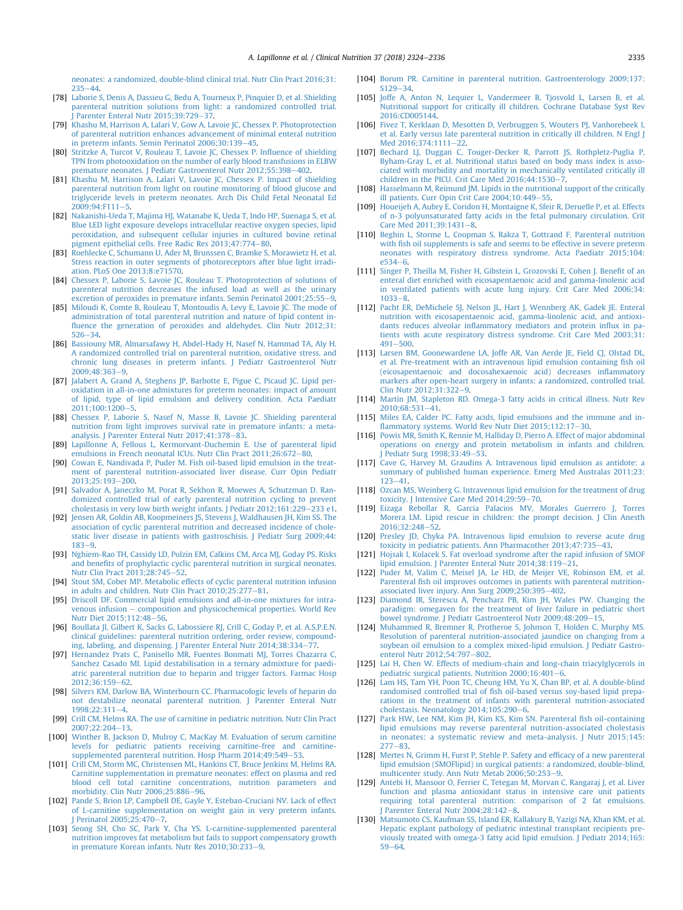neonates: a randomized, double-blind clinical trial. Nutr Clin Pract 2016;31: 235–44.

[78] Laborie S, Denis A, Dassieu G, Bedu A, Tourneux P, Pinquier D, et al. Shielding parenteral nutrition solutions from light: a randomized controlled trial. J Parenter Enteral Nutr 2015;39:729–37.

[79] Khashu M, Harrison A, Lalari V, Gow A, Lavoie JC, Chessex P. Photoprotection of parenteral nutrition enhances advancement of minimal enteral nutrition in preterm infants. Semin Perinatol 2006;30:139–45.

[80] Stritzke A, Turcot V, Rouleau T, Lavoie JC, Chessex P. Influence of shielding TPN from photooxidation on the number of early blood transfusions in ELBW premature neonates. J Pediatr Gastroenterol Nutr 2012;55:398–402.

[81] Khashu M, Harrison A, Lalari V, Lavoie JC, Chessex P. Impact of shielding parenteral nutrition from light on routine monitoring of blood glucose and triglyceride levels in preterm neonates. Arch Dis Child Fetal Neonatal Ed 2009;94:F111–5.

[82] Nakanishi-Ueda T, Majima HJ, Watanabe K, Ueda T, Indo HP, Suenaga S, et al. Blue LED light exposure develops intracellular reactive oxygen species, lipid peroxidation, and subsequent cellular injuries in cultured bovine retinal pigment epithelial cells. Free Radic Res 2013;47:774–80.

[83] Roehlecke C, Schumann U, Ader M, Brunssen C, Bramke S, Morawietz H, et al. Stress reaction in outer segments of photoreceptors after blue light irradiation. PLoS One 2013;8:e71570.

[84] Chessex P, Laborie S, Lavoie JC, Rouleau T. Photoprotection of solutions of parenteral nutrition decreases the infused load as well as the urinary excretion of peroxides in premature infants. Semin Perinatol 2001;25:55–9.

[85] Miloudi K, Comte B, Rouleau T, Montoudis A, Levy E, Lavoie JC. The mode of administration of total parenteral nutrition and nature of lipid content influence the generation of peroxides and aldehydes. Clin Nutr 2012;31: 526–34.

[86] Bassiouny MR, Almarsafawy H, Abdel-Hady H, Nasef N, Hammad TA, Aly H. A randomized controlled trial on parenteral nutrition, oxidative stress, and chronic lung diseases in preterm infants. J Pediatr Gastroenterol Nutr 2009;48:363–9.

[87] Jalabert A, Grand A, Steghens JP, Barbotte E, Pigue C, Picaud JC. Lipid peroxidation in all-in-one admixtures for preterm neonates: impact of amount of lipid, type of lipid emulsion and delivery condition. Acta Paediatr 2011;100:1200–5.

[88] Chessex P, Laborie S, Nasef N, Masse B, Lavoie JC. Shielding parenteral nutrition from light improves survival rate in premature infants: a meta-analysis. J Parenter Enteral Nutr 2017;41:378–83.

[89] Lapillonne A, Fellous L, Kermorvant-Duchemin E. Use of parenteral lipid emulsions in French neonatal ICUs. Nutr Clin Pract 2011;26:672–80.

[90] Cowan E, Nandivada P, Puder M. Fish oil-based lipid emulsion in the treatment of parenteral nutrition-associated liver disease. Curr Opin Pediatr 2013;25:193–200.

[91] Salvador A, Janeczko M, Porat R, Sekhon R, Moewes A, Schutzman D. Randomized controlled trial of early parenteral nutrition cycling to prevent cholestasis in very low birth weight infants. J Pediatr 2012;161:229–233 e1.

[92] Jensen AR, Goldin AB, Koopmeiners JS, Stevens J, Waldhausen JH, Kim SS. The association of cyclic parenteral nutrition and decreased incidence of cholestatic liver disease in patients with gastroschisis. J Pediatr Surg 2009;44: 183–9.

[93] Nghiem-Rao TH, Cassidy LD, Polzin EM, Calkins CM, Arca MJ, Goday PS. Risks and benefits of prophylactic cyclic parenteral nutrition in surgical neonates. Nutr Clin Pract 2013;28:745–52.

[94] Stout SM, Cober MP. Metabolic effects of cyclic parenteral nutrition infusion in adults and children. Nutr Clin Pract 2010;25:277–81.

[95] Driscoll DF. Commercial lipid emulsions and all-in-one mixtures for intravenous infusion – composition and physicochemical properties. World Rev Nutr Diet 2015;112:48–56.

[96] Boullata JI, Gilbert K, Sacks G, Labossiere RJ, Crill C, Goday P, et al. A.S.P.E.N. clinical guidelines: parenteral nutrition ordering, order review, compounding, labeling, and dispensing. J Parenter Enteral Nutr 2014;38:334–77.

[97] Hernandez Prats C, Panisello MR, Fuentes Bonmati MJ, Torres Chazarra C, Sanchez Casado MI. Lipid destabilisation in a ternary admixture for paediatric parenteral nutrition due to heparin and trigger factors. Farmac Hosp 2012;36:159–62.

[98] Silvers KM, Darlow BA, Winterbourn CC. Pharmacologic levels of heparin do not destabilize neonatal parenteral nutrition. J Parenter Enteral Nutr 1998;22:311–4.

[99] Crill CM, Helms RA. The use of carnitine in pediatric nutrition. Nutr Clin Pract 2007;22:204–13.

[100] Winther B, Jackson D, Mulroy C, MacKay M. Evaluation of serum carnitine levels for pediatric patients receiving carnitine-free and carnitine-supplemented parenteral nutrition. Hosp Pharm 2014;49:549–53.

[101] Crill CM, Storm MC, Christensen ML, Hankins CT, Bruce Jenkins M, Helms RA. Carnitine supplementation in premature neonates: effect on plasma and red blood cell total carnitine concentrations, nutrition parameters and morbidity. Clin Nutr 2006;25:886–96.

[102] Pande S, Brion LP, Campbell DE, Gayle Y, Esteban-Cruciani NV. Lack of effect of L-carnitine supplementation on weight gain in very preterm infants. J Perinatol 2005;25:470–7.

[103] Seong SH, Cho SC, Park Y, Cha YS. L-carnitine-supplemented parenteral nutrition improves fat metabolism but fails to support compensatory growth in premature Korean infants. Nutr Res 2010;30:233–9.

[104] Borum PR. Carnitine in parenteral nutrition. Gastroenterology 2009;137: S129–34.

[105] Joffe A, Anton N, Lequier L, Vandermeer B, Tjosvold L, Larsen B, et al. Nutritional support for critically ill children. Cochrane Database Syst Rev 2016:CD005144.

[106] Fivez T, Kerklaan D, Mesotten D, Verbruggen S, Wouters PJ, Vanhorebeek I, et al. Early versus late parenteral nutrition in critically ill children. N Engl J Med 2016;374:1111–22.

[107] Bechard LJ, Duggan C, Touger-Decker R, Parrott JS, Rothpletz-Puglia P, Byham-Gray L, et al. Nutritional status based on body mass index is associated with morbidity and mortality in mechanically ventilated critically ill children in the PICU. Crit Care Med 2016;44:1530–7.

[108] Hasselmann M, Reimund JM. Lipids in the nutritional support of the critically ill patients. Curr Opin Crit Care 2004;10:449–55.

[109] Houeijeh A, Aubry E, Coridon H, Montaigne K, Sfeir R, Deruelle P, et al. Effects of n-3 polyunsaturated fatty acids in the fetal pulmonary circulation. Crit Care Med 2011;39:1431–8.

[110] Beghin L, Storme L, Coopman S, Rakza T, Gottrand F. Parenteral nutrition with fish oil supplements is safe and seems to be effective in severe preterm neonates with respiratory distress syndrome. Acta Paediatr 2015;104: e534–6.

[111] Singer P, Theilla M, Fisher H, Gibstein L, Grozovski E, Cohen J. Benefit of an enteral diet enriched with eicosapentaenoic acid and gamma-linolenic acid in ventilated patients with acute lung injury. Crit Care Med 2006;34: 1033–8.

[112] Pacht ER, DeMichele SJ, Nelson JL, Hart J, Wennberg AK, Gadek JE. Enteral nutrition with eicosapentaenoic acid, gamma-linolenic acid, and antioxidants reduces alveolar inflammatory mediators and protein influx in patients with acute respiratory distress syndrome. Crit Care Med 2003;31: 491–500.

[113] Larsen BM, Goonewardene LA, Joffe AR, Van Aerde JE, Field CJ, Olstad DL, et al. Pre-treatment with an intravenous lipid emulsion containing fish oil (eicosapentaenoic and docosahexaenoic acid) decreases inflammatory markers after open-heart surgery in infants: a randomized, controlled trial. Clin Nutr 2012;31:322–9.

[114] Martin JM, Stapleton RD. Omega-3 fatty acids in critical illness. Nutr Rev 2010;68:531–41.

[115] Miles EA, Calder PC. Fatty acids, lipid emulsions and the immune and inflammatory systems. World Rev Nutr Diet 2015;112:17–30.

[116] Powis MR, Smith K, Rennie M, Halliday D, Pierro A. Effect of major abdominal operations on energy and protein metabolism in infants and children. J Pediatr Surg 1998;33:49–53.

[117] Cave G, Harvey M, Graudins A. Intravenous lipid emulsion as antidote: a summary of published human experience. Emerg Med Australas 2011;23: 123–41.

[118] Ozcan MS, Weinberg G. Intravenous lipid emulsion for the treatment of drug toxicity. J Intensive Care Med 2014;29:59–70.

[119] Eizaga Rebollar R, Garcia Palacios MV, Morales Guerrero J, Torres Morera LM. Lipid rescue in children: the prompt decision. J Clin Anesth 2016;32:248–52.

[120] Presley JD, Chyka PA. Intravenous lipid emulsion to reverse acute drug toxicity in pediatric patients. Ann Pharmacother 2013;47:735–43.

[121] Hojsak I, Kolacek S. Fat overload syndrome after the rapid infusion of SMOF lipid emulsion. J Parenter Enteral Nutr 2014;38:119–21.

[122] Puder M, Valim C, Meisel JA, Le HD, de Meijer VE, Robinson EM, et al. Parenteral fish oil improves outcomes in patients with parenteral nutrition-associated liver injury. Ann Surg 2009;250:395–402.

[123] Diamond IR, Sterescu A, Pencharz PB, Kim JH, Wales PW. Changing the paradigm: omegaven for the treatment of liver failure in pediatric short bowel syndrome. J Pediatr Gastroenterol Nutr 2009;48:209–15.

[124] Muhammed R, Bremner R, Protheroe S, Johnson T, Holden C, Murphy MS. Resolution of parenteral nutrition-associated jaundice on changing from a soybean oil emulsion to a complex mixed-lipid emulsion. J Pediatr Gastroenterol Nutr 2012;54:797–802.

[125] Lai H, Chen W. Effects of medium-chain and long-chain triacylglycerols in pediatric surgical patients. Nutrition 2000;16:401–6.

[126] Lam HS, Tam YH, Poon TC, Cheung HM, Yu X, Chan BP, et al. A double-blind randomised controlled trial of fish oil-based versus soy-based lipid preparations in the treatment of infants with parenteral nutrition-associated cholestasis. Neonatology 2014;105:290–6.

[127] Park HW, Lee NM, Kim JH, Kim KS, Kim SN. Parenteral fish oil-containing lipid emulsions may reverse parenteral nutrition-associated cholestasis in neonates: a systematic review and meta-analysis. J Nutr 2015;145: 277–83.

[128] Mertes N, Grimm H, Furst P, Stehle P. Safety and efficacy of a new parenteral lipid emulsion (SMOFlipid) in surgical patients: a randomized, double-blind, multicenter study. Ann Nutr Metab 2006;50:253–9.

[129] Antebi H, Mansoor O, Ferrier C, Tetegan M, Morvan C, Rangaraj J, et al. Liver function and plasma antioxidant status in intensive care unit patients requiring total parenteral nutrition: comparison of 2 fat emulsions. J Parenter Enteral Nutr 2004;28:142–8.

[130] Matsumoto CS, Kaufman SS, Island ER, Kallakury B, Yazigi NA, Khan KM, et al. Hepatic explant pathology of pediatric intestinal transplant recipients previously treated with omega-3 fatty acid lipid emulsion. J Pediatr 2014;165: 59–64.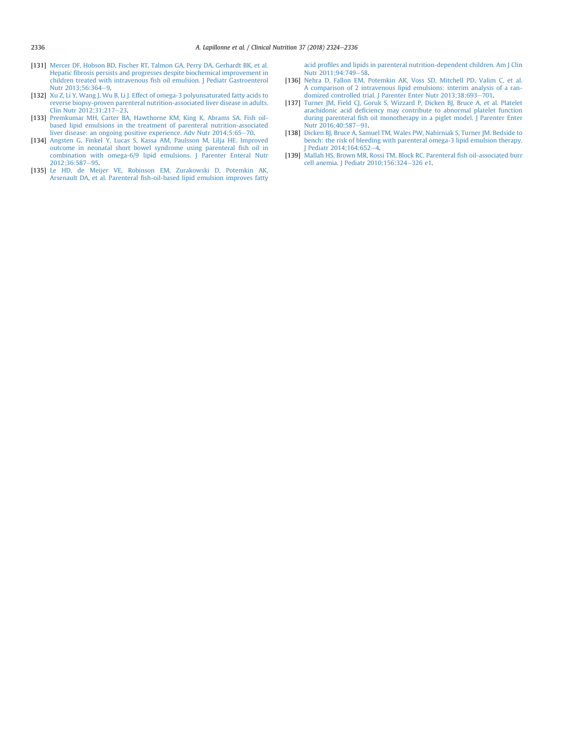[131] Mercer DF, Hobson BD, Fischer RT, Talmon GA, Perry DA, Gerhardt BK, et al. Hepatic fibrosis persists and progresses despite biochemical improvement in children treated with intravenous fish oil emulsion. J Pediatr Gastroenterol Nutr 2013;56:364–9.

[132] Xu Z, Li Y, Wang J, Wu B, Li J. Effect of omega-3 polyunsaturated fatty acids to reverse biopsy-proven parenteral nutrition-associated liver disease in adults. Clin Nutr 2012;31:217–23.

[133] Premkumar MH, Carter BA, Hawthorne KM, King K, Abrams SA. Fish oil-based lipid emulsions in the treatment of parenteral nutrition-associated liver disease: an ongoing positive experience. Adv Nutr 2014;5:65–70.

[134] Angsten G, Finkel Y, Lucas S, Kassa AM, Paulsson M, Lilja HE. Improved outcome in neonatal short bowel syndrome using parenteral fish oil in combination with omega-6/9 lipid emulsions. J Parenter Enteral Nutr 2012;36:587–95.

[135] Le HD, de Meijer VE, Robinson EM, Zurakowski D, Potemkin AK, Arsenault DA, et al. Parenteral fish-oil-based lipid emulsion improves fatty acid profiles and lipids in parenteral nutrition-dependent children. Am J Clin Nutr 2011;94:749–58.

[136] Nehra D, Fallon EM, Potemkin AK, Voss SD, Mitchell PD, Valim C, et al. A comparison of 2 intravenous lipid emulsions: interim analysis of a randomized controlled trial. J Parenter Enter Nutr 2013;38:693–701.

[137] Turner JM, Field CJ, Goruk S, Wizzard P, Dicken BJ, Bruce A, et al. Platelet arachidonic acid deficiency may contribute to abnormal platelet function during parenteral fish oil monotherapy in a piglet model. J Parenter Enter Nutr 2016;40:587–91.

[138] Dicken BJ, Bruce A, Samuel TM, Wales PW, Nahirniak S, Turner JM. Bedside to bench: the risk of bleeding with parenteral omega-3 lipid emulsion therapy. J Pediatr 2014;164:652–4.

[139] Mallah HS, Brown MR, Rossi TM, Block RC. Parenteral fish oil-associated burr cell anemia. J Pediatr 2010;156:324–326 e1.